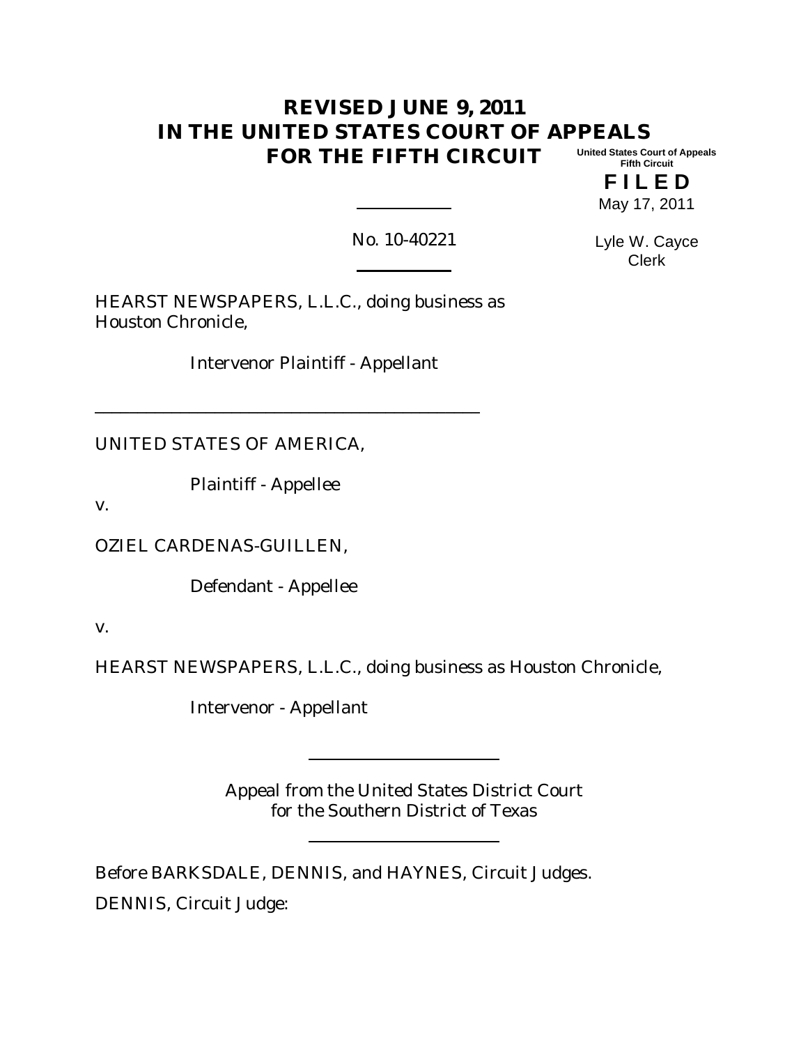# REVISED JUNE 9, 2011
# IN THE UNITED STATES COURT OF APPEALS
# FOR THE FIFTH CIRCUIT

United States Court of Appeals
Fifth Circuit

**F I L E D**

May 17, 2011

Lyle W. Cayce
Clerk

No. 10-40221

HEARST NEWSPAPERS, L.L.C., doing business as Houston Chronicle,

Intervenor Plaintiff - Appellant

---

UNITED STATES OF AMERICA,

Plaintiff - Appellee

v.

OZIEL CARDENAS-GUILLEN,

Defendant - Appellee

v.

HEARST NEWSPAPERS, L.L.C., doing business as Houston Chronicle,

Intervenor - Appellant

---

Appeal from the United States District Court
for the Southern District of Texas

---

Before BARKSDALE, DENNIS, and HAYNES, Circuit Judges.

DENNIS, Circuit Judge: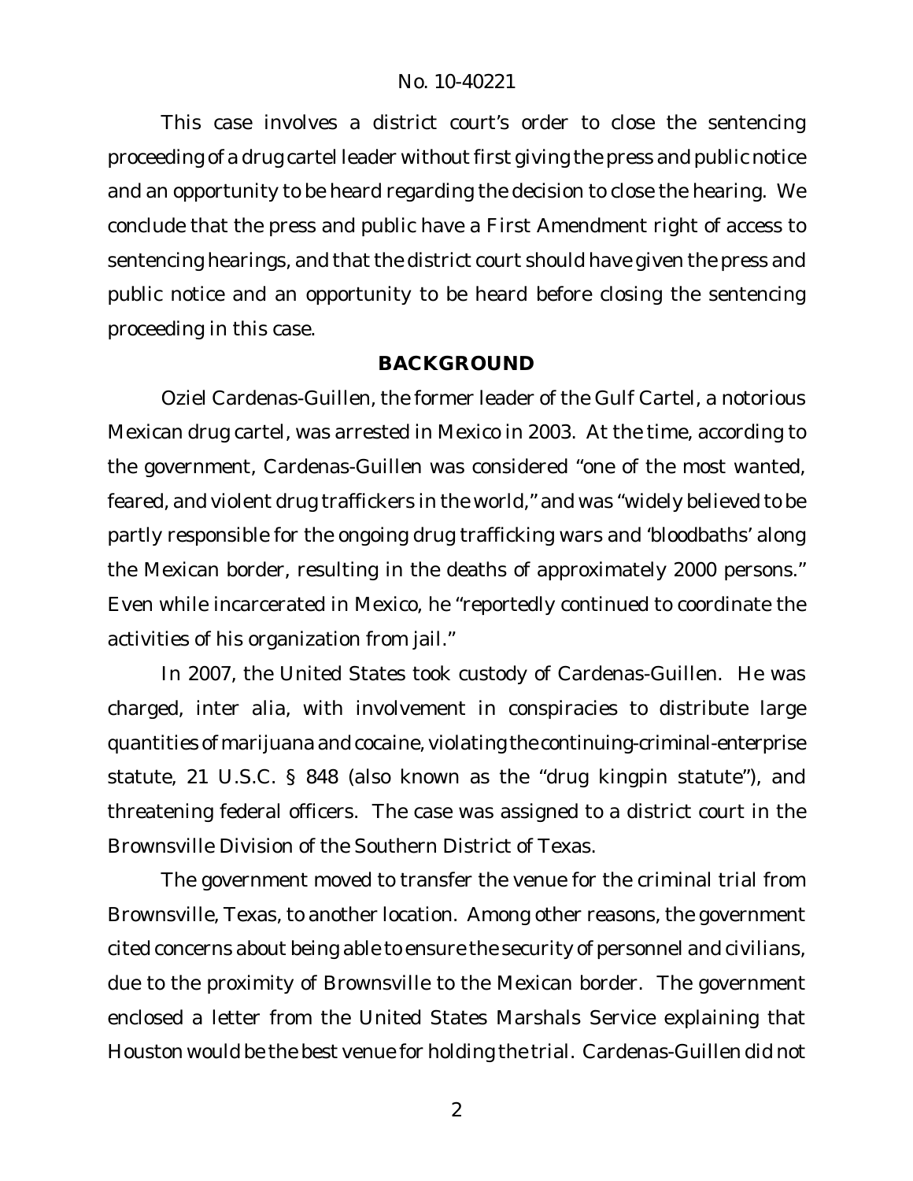This case involves a district court's order to close the sentencing proceeding of a drug cartel leader without first giving the press and public notice and an opportunity to be heard regarding the decision to close the hearing. We conclude that the press and public have a First Amendment right of access to sentencing hearings, and that the district court should have given the press and public notice and an opportunity to be heard before closing the sentencing proceeding in this case.

## BACKGROUND

Oziel Cardenas-Guillen, the former leader of the Gulf Cartel, a notorious Mexican drug cartel, was arrested in Mexico in 2003. At the time, according to the government, Cardenas-Guillen was considered "one of the most wanted, feared, and violent drug traffickers in the world," and was "widely believed to be partly responsible for the ongoing drug trafficking wars and 'bloodbaths' along the Mexican border, resulting in the deaths of approximately 2000 persons." Even while incarcerated in Mexico, he "reportedly continued to coordinate the activities of his organization from jail."

In 2007, the United States took custody of Cardenas-Guillen. He was charged, inter alia, with involvement in conspiracies to distribute large quantities of marijuana and cocaine, violating the continuing-criminal-enterprise statute, 21 U.S.C. § 848 (also known as the "drug kingpin statute"), and threatening federal officers. The case was assigned to a district court in the Brownsville Division of the Southern District of Texas.

The government moved to transfer the venue for the criminal trial from Brownsville, Texas, to another location. Among other reasons, the government cited concerns about being able to ensure the security of personnel and civilians, due to the proximity of Brownsville to the Mexican border. The government enclosed a letter from the United States Marshals Service explaining that Houston would be the best venue for holding the trial. Cardenas-Guillen did not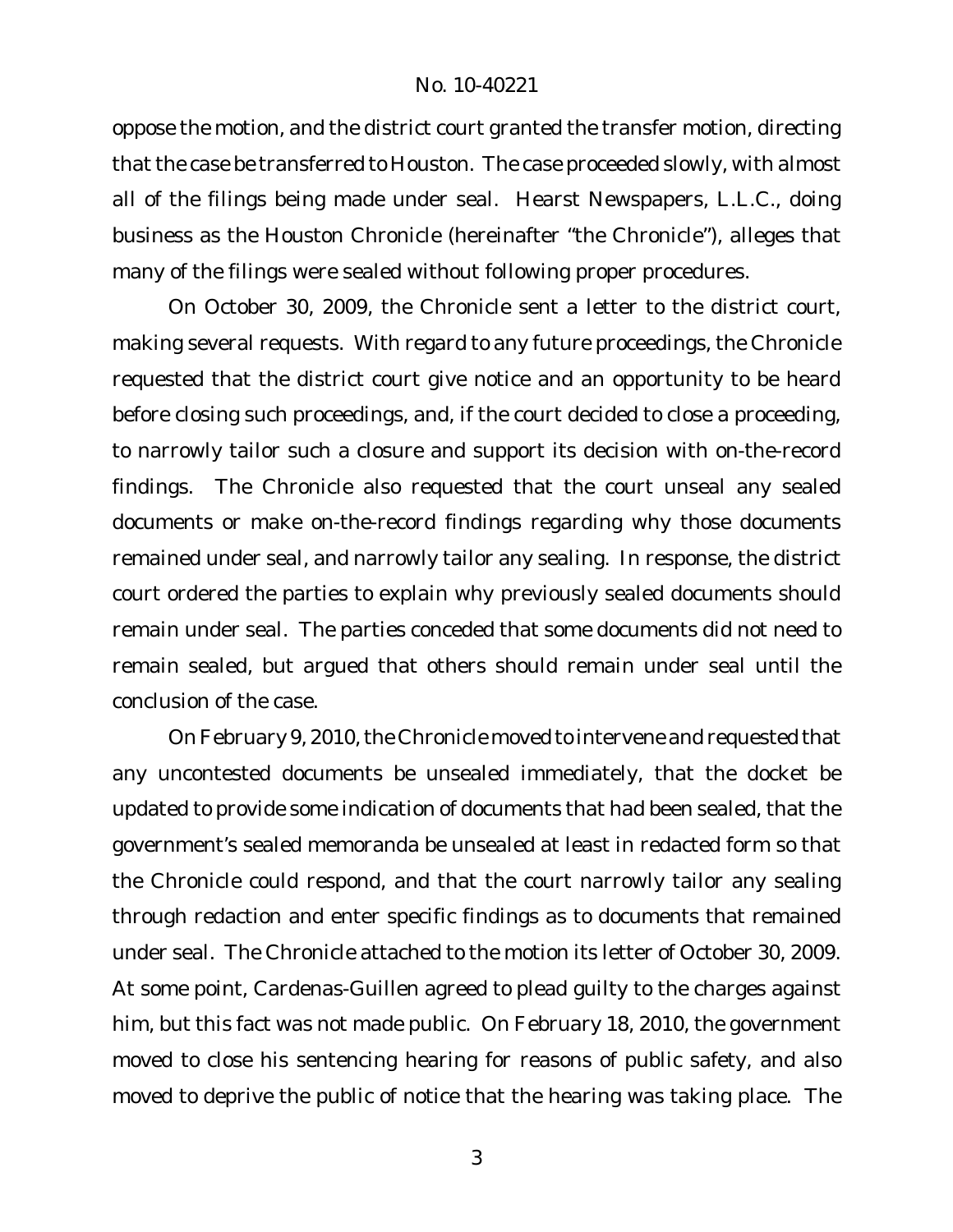oppose the motion, and the district court granted the transfer motion, directing that the case be transferred to Houston. The case proceeded slowly, with almost all of the filings being made under seal. Hearst Newspapers, L.L.C., doing business as the Houston Chronicle (hereinafter "the Chronicle"), alleges that many of the filings were sealed without following proper procedures.

On October 30, 2009, the Chronicle sent a letter to the district court, making several requests. With regard to any future proceedings, the Chronicle requested that the district court give notice and an opportunity to be heard before closing such proceedings, and, if the court decided to close a proceeding, to narrowly tailor such a closure and support its decision with on-the-record findings. The Chronicle also requested that the court unseal any sealed documents or make on-the-record findings regarding why those documents remained under seal, and narrowly tailor any sealing. In response, the district court ordered the parties to explain why previously sealed documents should remain under seal. The parties conceded that some documents did not need to remain sealed, but argued that others should remain under seal until the conclusion of the case.

On February 9, 2010, the Chronicle moved to intervene and requested that any uncontested documents be unsealed immediately, that the docket be updated to provide some indication of documents that had been sealed, that the government's sealed memoranda be unsealed at least in redacted form so that the Chronicle could respond, and that the court narrowly tailor any sealing through redaction and enter specific findings as to documents that remained under seal. The Chronicle attached to the motion its letter of October 30, 2009. At some point, Cardenas-Guillen agreed to plead guilty to the charges against him, but this fact was not made public. On February 18, 2010, the government moved to close his sentencing hearing for reasons of public safety, and also moved to deprive the public of notice that the hearing was taking place. The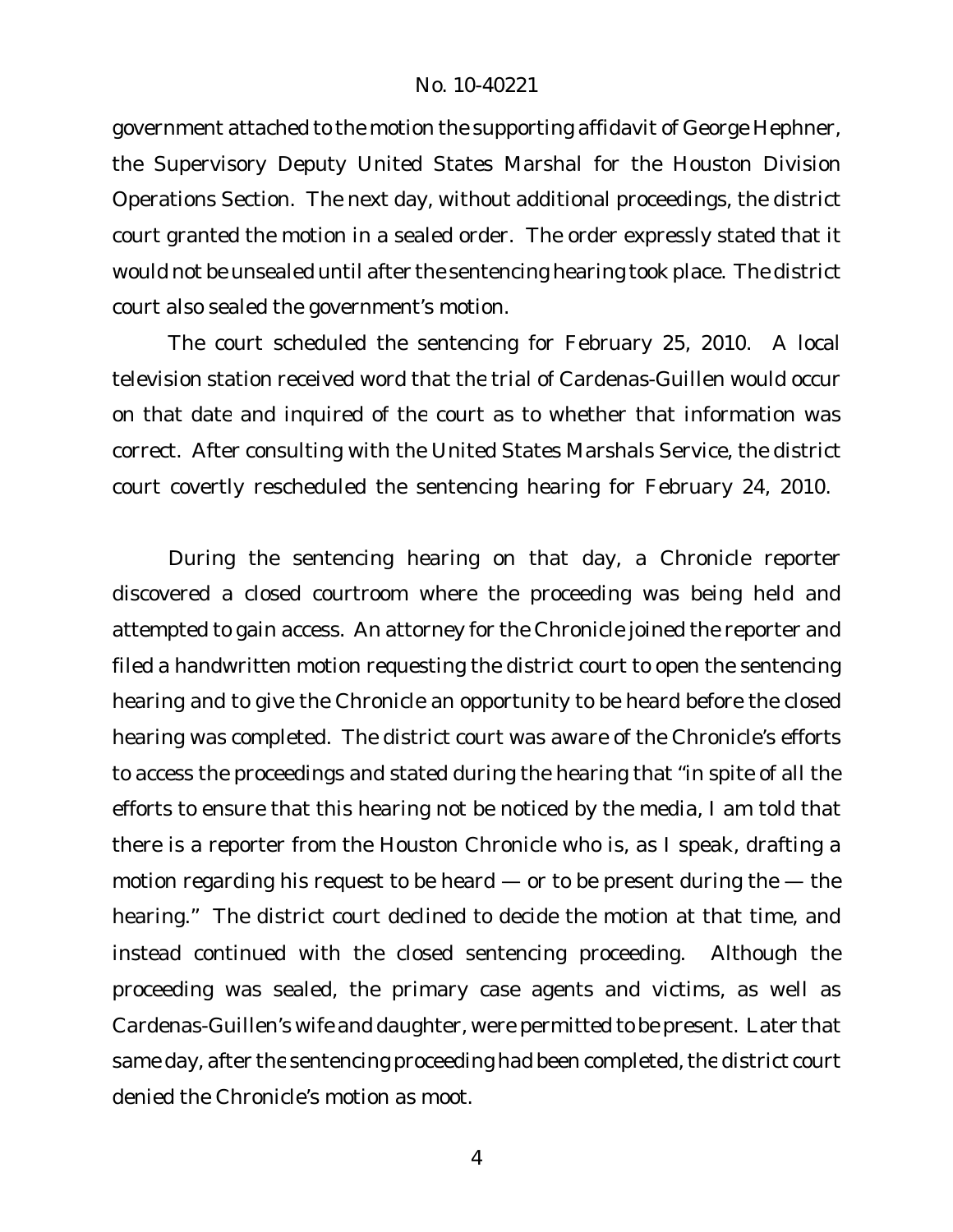government attached to the motion the supporting affidavit of George Hephner, the Supervisory Deputy United States Marshal for the Houston Division Operations Section. The next day, without additional proceedings, the district court granted the motion in a sealed order. The order expressly stated that it would not be unsealed until after the sentencing hearing took place. The district court also sealed the government's motion.

The court scheduled the sentencing for February 25, 2010. A local television station received word that the trial of Cardenas-Guillen would occur on that date and inquired of the court as to whether that information was correct. After consulting with the United States Marshals Service, the district court covertly rescheduled the sentencing hearing for February 24, 2010.

During the sentencing hearing on that day, a Chronicle reporter discovered a closed courtroom where the proceeding was being held and attempted to gain access. An attorney for the Chronicle joined the reporter and filed a handwritten motion requesting the district court to open the sentencing hearing and to give the Chronicle an opportunity to be heard before the closed hearing was completed. The district court was aware of the Chronicle's efforts to access the proceedings and stated during the hearing that "in spite of all the efforts to ensure that this hearing not be noticed by the media, I am told that there is a reporter from the Houston Chronicle who is, as I speak, drafting a motion regarding his request to be heard — or to be present during the — the hearing." The district court declined to decide the motion at that time, and instead continued with the closed sentencing proceeding. Although the proceeding was sealed, the primary case agents and victims, as well as Cardenas-Guillen's wife and daughter, were permitted to be present. Later that same day, after the sentencing proceeding had been completed, the district court denied the Chronicle's motion as moot.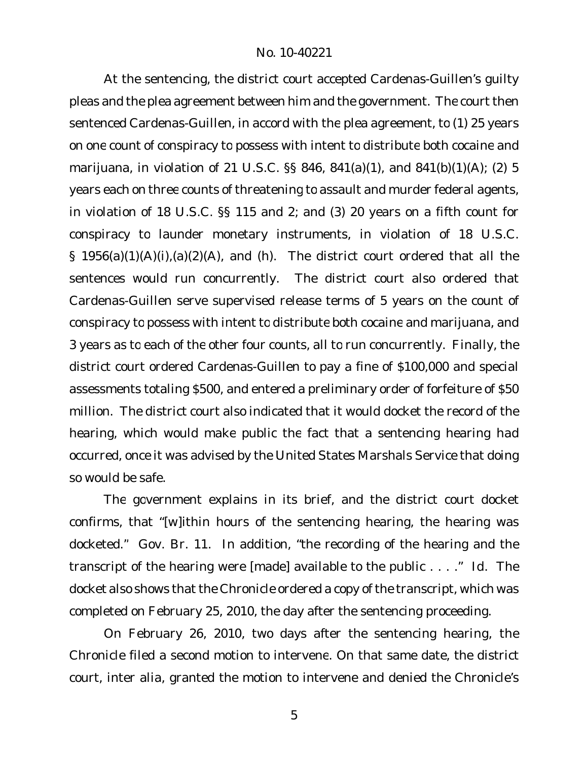At the sentencing, the district court accepted Cardenas-Guillen's guilty pleas and the plea agreement between him and the government. The court then sentenced Cardenas-Guillen, in accord with the plea agreement, to (1) 25 years on one count of conspiracy to possess with intent to distribute both cocaine and marijuana, in violation of 21 U.S.C. §§ 846, 841(a)(1), and 841(b)(1)(A); (2) 5 years each on three counts of threatening to assault and murder federal agents, in violation of 18 U.S.C. §§ 115 and 2; and (3) 20 years on a fifth count for conspiracy to launder monetary instruments, in violation of 18 U.S.C. § 1956(a)(1)(A)(i),(a)(2)(A), and (h). The district court ordered that all the sentences would run concurrently. The district court also ordered that Cardenas-Guillen serve supervised release terms of 5 years on the count of conspiracy to possess with intent to distribute both cocaine and marijuana, and 3 years as to each of the other four counts, all to run concurrently. Finally, the district court ordered Cardenas-Guillen to pay a fine of $100,000 and special assessments totaling $500, and entered a preliminary order of forfeiture of $50 million. The district court also indicated that it would docket the record of the hearing, which would make public the fact that a sentencing hearing had occurred, once it was advised by the United States Marshals Service that doing so would be safe.

The government explains in its brief, and the district court docket confirms, that "[w]ithin hours of the sentencing hearing, the hearing was docketed." Gov. Br. 11. In addition, "the recording of the hearing and the transcript of the hearing were [made] available to the public . . . ." *Id.* The docket also shows that the *Chronicle* ordered a copy of the transcript, which was completed on February 25, 2010, the day after the sentencing proceeding.

On February 26, 2010, two days after the sentencing hearing, the *Chronicle* filed a second motion to intervene. On that same date, the district court, *inter alia*, granted the motion to intervene and denied the *Chronicle*'s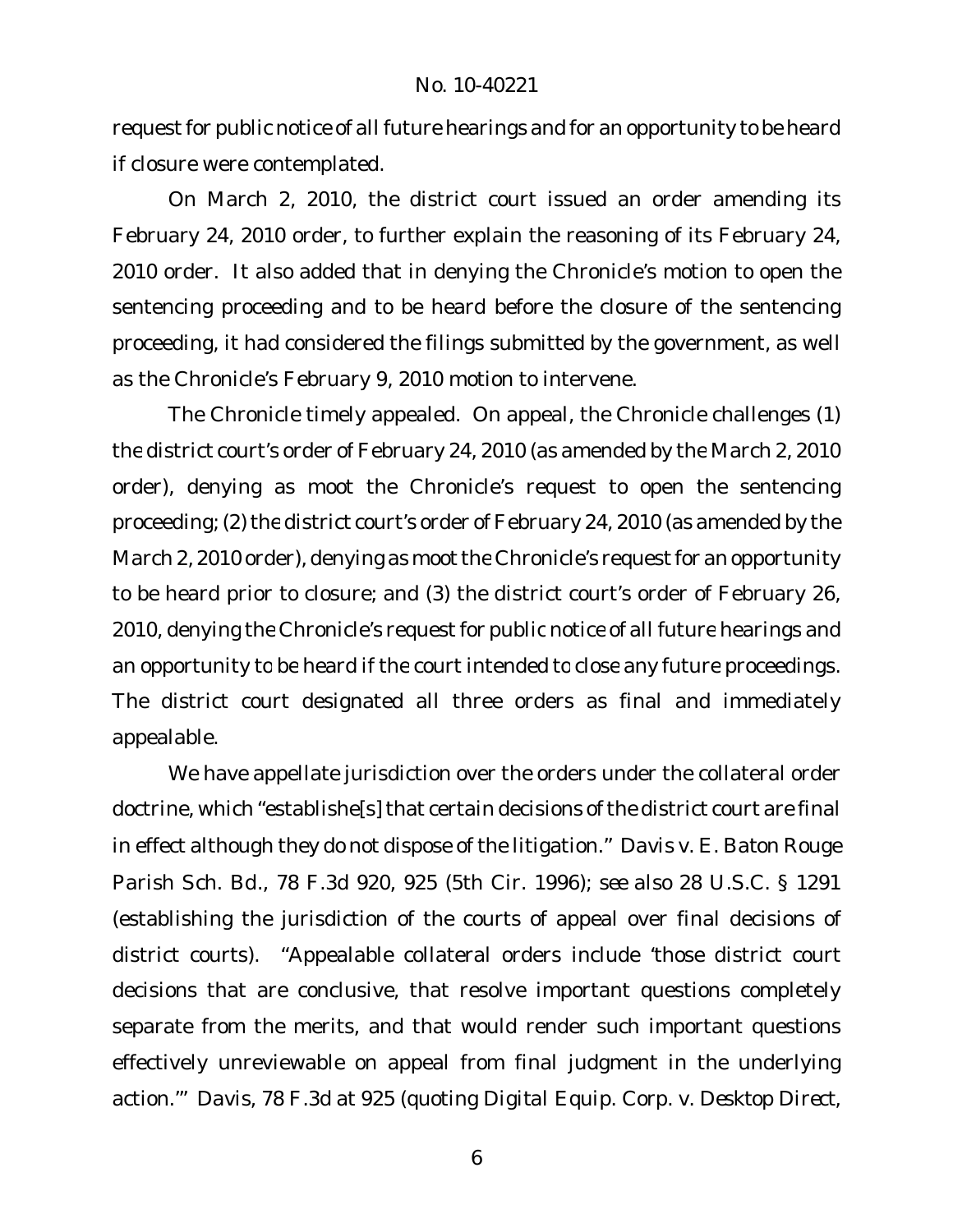request for public notice of all future hearings and for an opportunity to be heard if closure were contemplated.

On March 2, 2010, the district court issued an order amending its February 24, 2010 order, to further explain the reasoning of its February 24, 2010 order. It also added that in denying the Chronicle's motion to open the sentencing proceeding and to be heard before the closure of the sentencing proceeding, it had considered the filings submitted by the government, as well as the Chronicle's February 9, 2010 motion to intervene.

The Chronicle timely appealed. On appeal, the Chronicle challenges (1) the district court's order of February 24, 2010 (as amended by the March 2, 2010 order), denying as moot the Chronicle's request to open the sentencing proceeding; (2) the district court's order of February 24, 2010 (as amended by the March 2, 2010 order), denying as moot the Chronicle's request for an opportunity to be heard prior to closure; and (3) the district court's order of February 26, 2010, denying the Chronicle's request for public notice of all future hearings and an opportunity to be heard if the court intended to close any future proceedings. The district court designated all three orders as final and immediately appealable.

We have appellate jurisdiction over the orders under the collateral order doctrine, which "establishe[s] that certain decisions of the district court are final in effect although they do not dispose of the litigation." *Davis v. E. Baton Rouge Parish Sch. Bd.*, 78 F.3d 920, 925 (5th Cir. 1996); *see also* 28 U.S.C. § 1291 (establishing the jurisdiction of the courts of appeal over final decisions of district courts). "Appealable collateral orders include 'those district court decisions that are conclusive, that resolve important questions completely separate from the merits, and that would render such important questions effectively unreviewable on appeal from final judgment in the underlying action.'" *Davis*, 78 F.3d at 925 (quoting *Digital Equip. Corp. v. Desktop Direct*,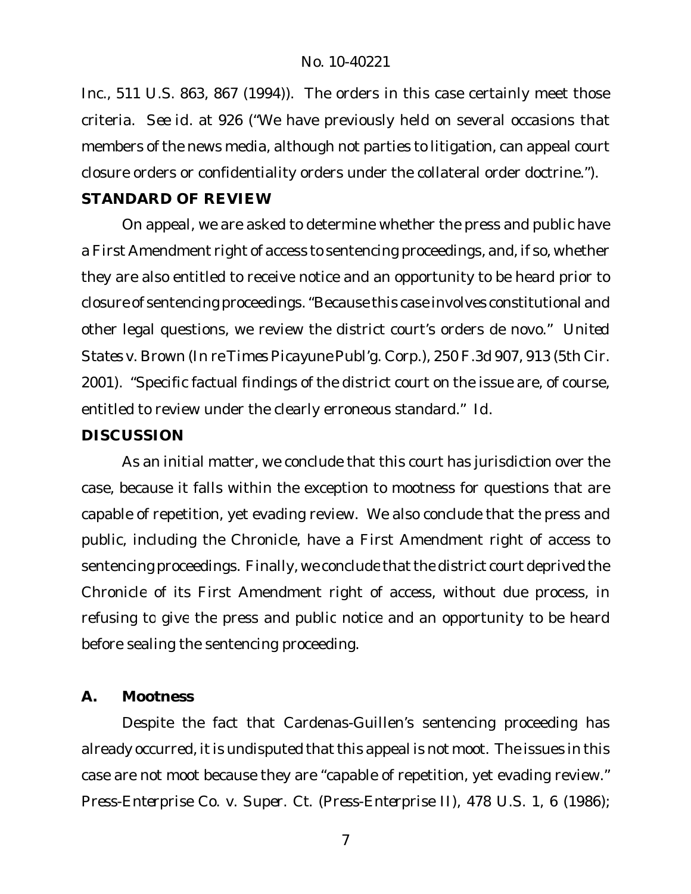Inc., 511 U.S. 863, 867 (1994)). The orders in this case certainly meet those criteria. *See id.* at 926 ("We have previously held on several occasions that members of the news media, although not parties to litigation, can appeal court closure orders or confidentiality orders under the collateral order doctrine.").

## STANDARD OF REVIEW

On appeal, we are asked to determine whether the press and public have a First Amendment right of access to sentencing proceedings, and, if so, whether they are also entitled to receive notice and an opportunity to be heard prior to closure of sentencing proceedings. "Because this case involves constitutional and other legal questions, we review the district court's orders de novo." *United States v. Brown (In re Times Picayune Publ'g. Corp.)*, 250 F.3d 907, 913 (5th Cir. 2001). "Specific factual findings of the district court on the issue are, of course, entitled to review under the clearly erroneous standard." *Id.*

## DISCUSSION

As an initial matter, we conclude that this court has jurisdiction over the case, because it falls within the exception to mootness for questions that are capable of repetition, yet evading review. We also conclude that the press and public, including the *Chronicle*, have a First Amendment right of access to sentencing proceedings. Finally, we conclude that the district court deprived the *Chronicle* of its First Amendment right of access, without due process, in refusing to give the press and public notice and an opportunity to be heard before sealing the sentencing proceeding.

### A. Mootness

Despite the fact that Cardenas-Guillen's sentencing proceeding has already occurred, it is undisputed that this appeal is not moot. The issues in this case are not moot because they are "capable of repetition, yet evading review." *Press-Enterprise Co. v. Super. Ct. (Press-Enterprise II)*, 478 U.S. 1, 6 (1986);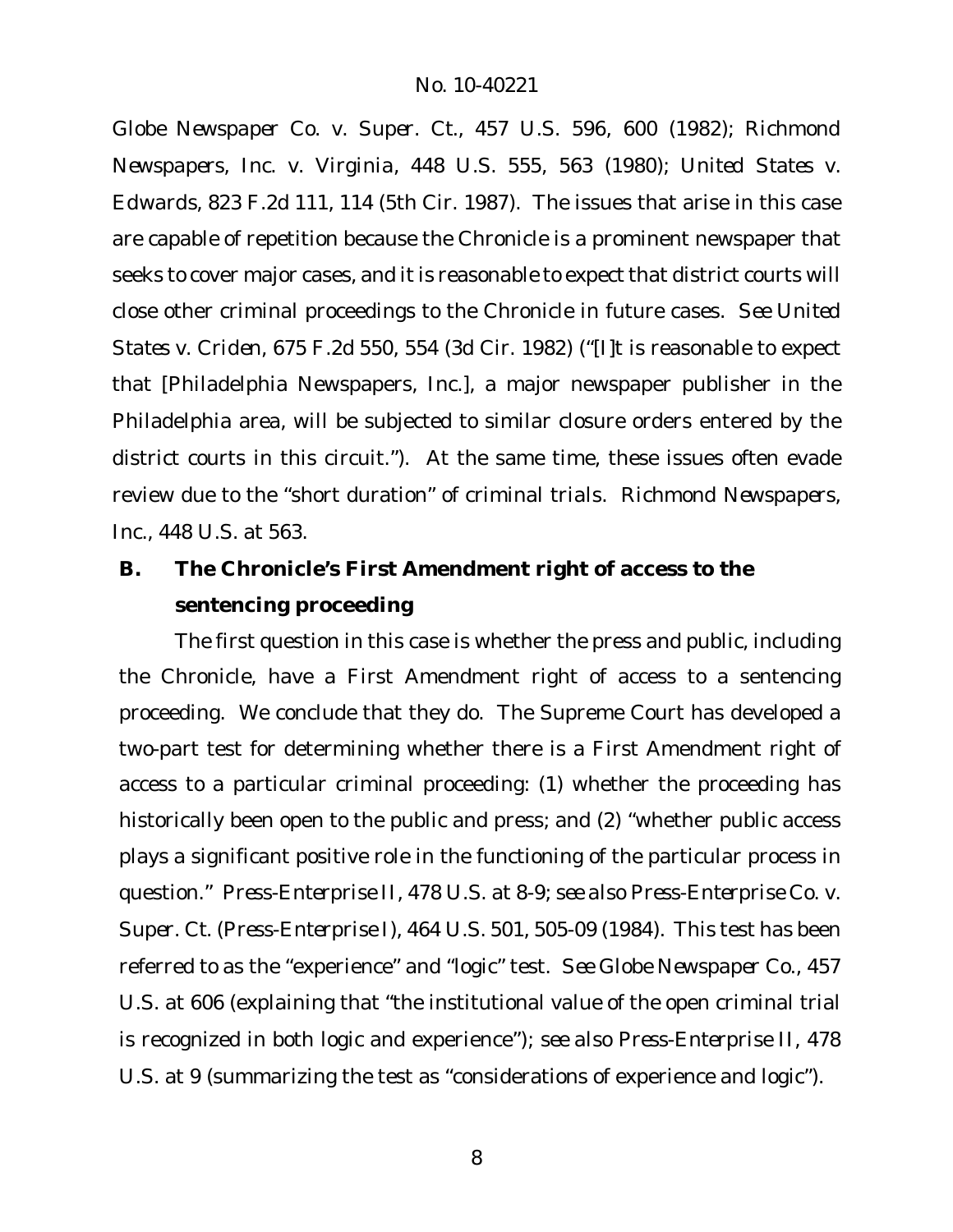*Globe Newspaper Co. v. Super. Ct.*, 457 U.S. 596, 600 (1982); *Richmond Newspapers, Inc. v. Virginia*, 448 U.S. 555, 563 (1980); *United States v. Edwards*, 823 F.2d 111, 114 (5th Cir. 1987). The issues that arise in this case are capable of repetition because the Chronicle is a prominent newspaper that seeks to cover major cases, and it is reasonable to expect that district courts will close other criminal proceedings to the Chronicle in future cases. *See United States v. Criden*, 675 F.2d 550, 554 (3d Cir. 1982) ("[I]t is reasonable to expect that [Philadelphia Newspapers, Inc.], a major newspaper publisher in the Philadelphia area, will be subjected to similar closure orders entered by the district courts in this circuit."). At the same time, these issues often evade review due to the "short duration" of criminal trials. *Richmond Newspapers, Inc.*, 448 U.S. at 563.

## B. The Chronicle's First Amendment right of access to the sentencing proceeding

The first question in this case is whether the press and public, including the Chronicle, have a First Amendment right of access to a sentencing proceeding. We conclude that they do. The Supreme Court has developed a two-part test for determining whether there is a First Amendment right of access to a particular criminal proceeding: (1) whether the proceeding has historically been open to the public and press; and (2) "whether public access plays a significant positive role in the functioning of the particular process in question." *Press-Enterprise II*, 478 U.S. at 8-9; *see also Press-Enterprise Co. v. Super. Ct. (Press-Enterprise I)*, 464 U.S. 501, 505-09 (1984). This test has been referred to as the "experience" and "logic" test. *See Globe Newspaper Co.*, 457 U.S. at 606 (explaining that "the institutional value of the open criminal trial is recognized in both logic and experience"); *see also Press-Enterprise II*, 478 U.S. at 9 (summarizing the test as "considerations of experience and logic").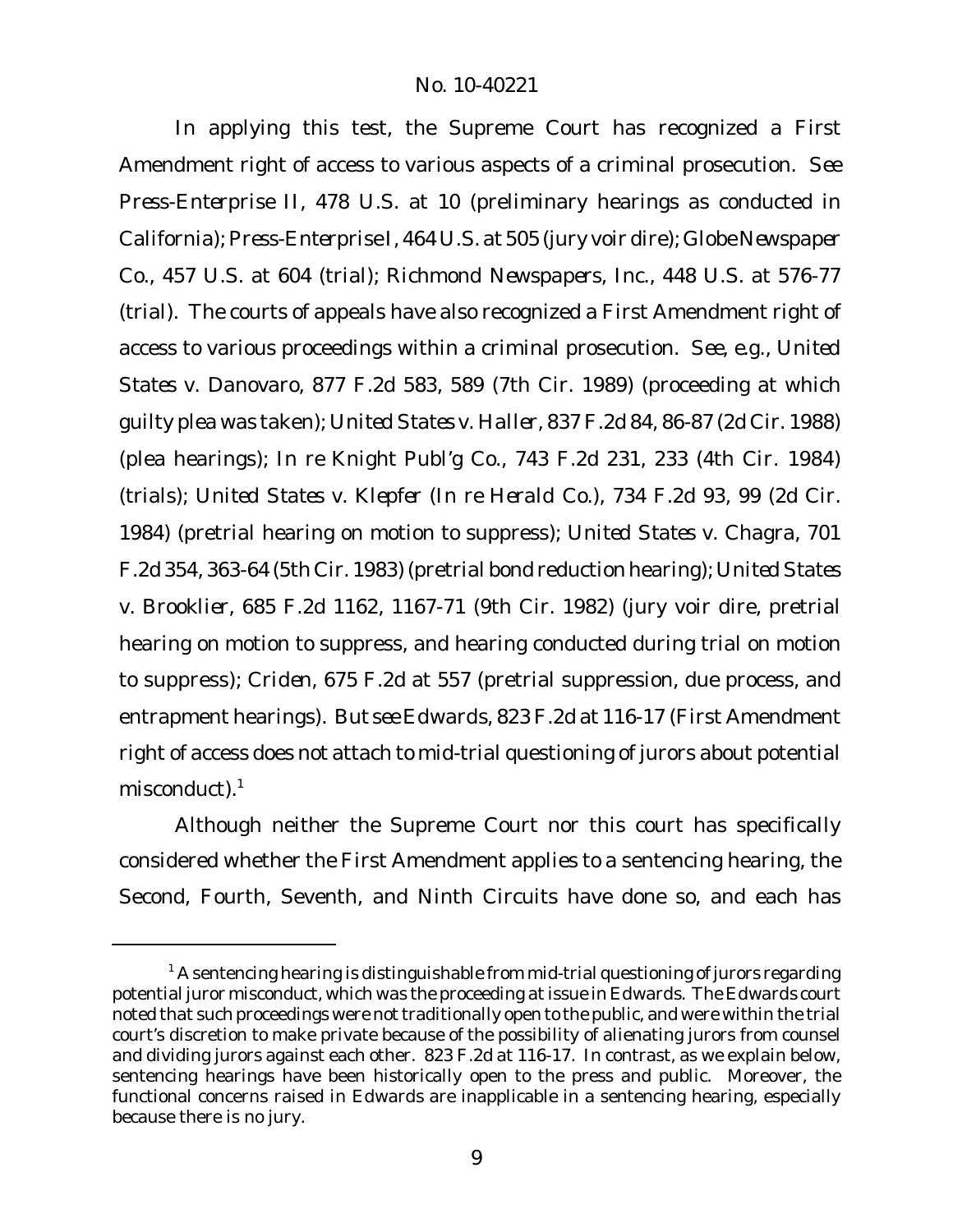In applying this test, the Supreme Court has recognized a First Amendment right of access to various aspects of a criminal prosecution. *See Press-Enterprise II*, 478 U.S. at 10 (preliminary hearings as conducted in California); *Press-Enterprise I*, 464 U.S. at 505 (jury voir dire); *Globe Newspaper Co.*, 457 U.S. at 604 (trial); *Richmond Newspapers, Inc.*, 448 U.S. at 576-77 (trial). The courts of appeals have also recognized a First Amendment right of access to various proceedings within a criminal prosecution. *See, e.g.*, *United States v. Danovaro*, 877 F.2d 583, 589 (7th Cir. 1989) (proceeding at which guilty plea was taken); *United States v. Haller*, 837 F.2d 84, 86-87 (2d Cir. 1988) (plea hearings); *In re Knight Publ'g Co.*, 743 F.2d 231, 233 (4th Cir. 1984) (trials); *United States v. Klepfer* (*In re Herald Co.*), 734 F.2d 93, 99 (2d Cir. 1984) (pretrial hearing on motion to suppress); *United States v. Chagra*, 701 F.2d 354, 363-64 (5th Cir. 1983) (pretrial bond reduction hearing); *United States v. Brooklier*, 685 F.2d 1162, 1167-71 (9th Cir. 1982) (jury voir dire, pretrial hearing on motion to suppress, and hearing conducted during trial on motion to suppress); *Criden*, 675 F.2d at 557 (pretrial suppression, due process, and entrapment hearings). *But see Edwards*, 823 F.2d at 116-17 (First Amendment right of access does not attach to mid-trial questioning of jurors about potential misconduct).[1]

Although neither the Supreme Court nor this court has specifically considered whether the First Amendment applies to a sentencing hearing, the Second, Fourth, Seventh, and Ninth Circuits have done so, and each has

[1] A sentencing hearing is distinguishable from mid-trial questioning of jurors regarding potential juror misconduct, which was the proceeding at issue in *Edwards*. The *Edwards* court noted that such proceedings were not traditionally open to the public, and were within the trial court's discretion to make private because of the possibility of alienating jurors from counsel and dividing jurors against each other. 823 F.2d at 116-17. In contrast, as we explain below, sentencing hearings have been historically open to the press and public. Moreover, the functional concerns raised in *Edwards* are inapplicable in a sentencing hearing, especially because there is no jury.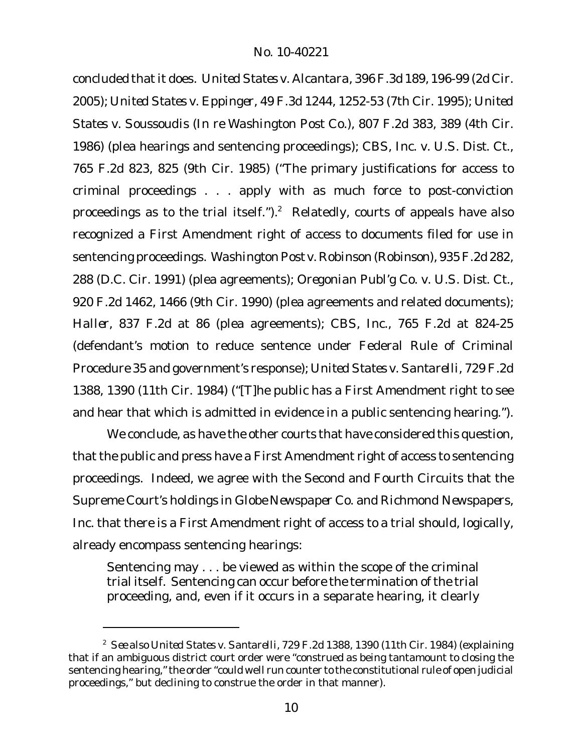concluded that it does. *United States v. Alcantara*, 396 F.3d 189, 196-99 (2d Cir. 2005); *United States v. Eppinger*, 49 F.3d 1244, 1252-53 (7th Cir. 1995); *United States v. Soussoudis (In re Washington Post Co.)*, 807 F.2d 383, 389 (4th Cir. 1986) (plea hearings and sentencing proceedings); *CBS, Inc. v. U.S. Dist. Ct.*, 765 F.2d 823, 825 (9th Cir. 1985) ("The primary justifications for access to criminal proceedings . . . apply with as much force to post-conviction proceedings as to the trial itself.").[2] Relatedly, courts of appeals have also recognized a First Amendment right of access to documents filed for use in sentencing proceedings. *Washington Post v. Robinson* (*Robinson*), 935 F.2d 282, 288 (D.C. Cir. 1991) (plea agreements); *Oregonian Publ'g Co. v. U.S. Dist. Ct.*, 920 F.2d 1462, 1466 (9th Cir. 1990) (plea agreements and related documents); *Haller*, 837 F.2d at 86 (plea agreements); *CBS, Inc.*, 765 F.2d at 824-25 (defendant's motion to reduce sentence under Federal Rule of Criminal Procedure 35 and government's response); *United States v. Santarelli*, 729 F.2d 1388, 1390 (11th Cir. 1984) ("[T]he public has a First Amendment right to see and hear that which is admitted in evidence in a public sentencing hearing.").

We conclude, as have the other courts that have considered this question, that the public and press have a First Amendment right of access to sentencing proceedings. Indeed, we agree with the Second and Fourth Circuits that the Supreme Court's holdings in *Globe Newspaper Co.* and *Richmond Newspapers, Inc.* that there is a First Amendment right of access to a trial should, logically, already encompass sentencing hearings:

> Sentencing may . . . be viewed as within the scope of the criminal trial itself. Sentencing can occur before the termination of the trial proceeding, and, even if it occurs in a separate hearing, it clearly

[2] *See also United States v. Santarelli*, 729 F.2d 1388, 1390 (11th Cir. 1984) (explaining that if an ambiguous district court order were "construed as being tantamount to closing the sentencing hearing," the order "could well run counter to the constitutional rule of open judicial proceedings," but declining to construe the order in that manner).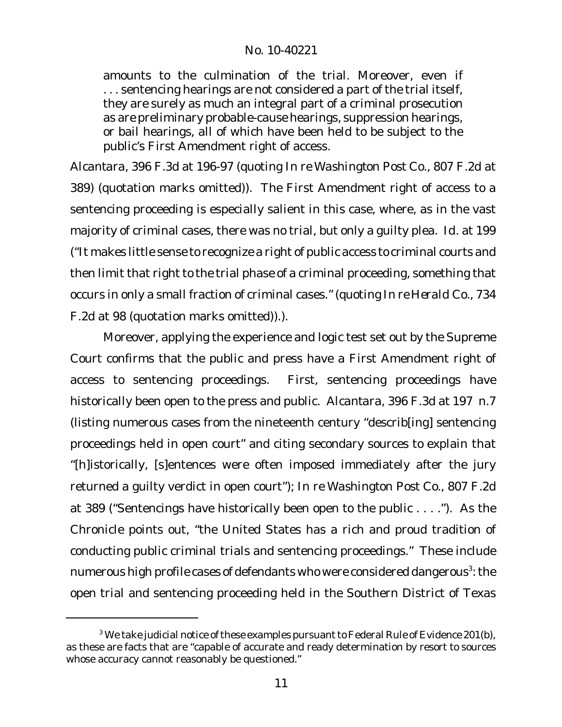amounts to the culmination of the trial. Moreover, even if . . . sentencing hearings are not considered a part of the trial itself, they are surely as much an integral part of a criminal prosecution as are preliminary probable-cause hearings, suppression hearings, or bail hearings, all of which have been held to be subject to the public's First Amendment right of access.

*Alcantara*, 396 F.3d at 196-97 (quoting *In re Washington Post Co.*, 807 F.2d at 389) (quotation marks omitted)). The First Amendment right of access to a sentencing proceeding is especially salient in this case, where, as in the vast majority of criminal cases, there was no trial, but only a guilty plea. *Id.* at 199 ("It makes little sense to recognize a right of public access to criminal courts and then limit that right to the trial phase of a criminal proceeding, something that occurs in only a small fraction of criminal cases." (quoting *In re Herald Co.*, 734 F.2d at 98 (quotation marks omitted)).).

Moreover, applying the experience and logic test set out by the Supreme Court confirms that the public and press have a First Amendment right of access to sentencing proceedings. First, sentencing proceedings have historically been open to the press and public. *Alcantara*, 396 F.3d at 197 n.7 (listing numerous cases from the nineteenth century "describ[ing] sentencing proceedings held in open court" and citing secondary sources to explain that "[h]istorically, [s]entences were often imposed immediately after the jury returned a guilty verdict in open court"); *In re Washington Post Co.*, 807 F.2d at 389 ("Sentencings have historically been open to the public . . . ."). As the Chronicle points out, "the United States has a rich and proud tradition of conducting public criminal trials and sentencing proceedings." These include numerous high profile cases of defendants who were considered dangerous[3]: the open trial and sentencing proceeding held in the Southern District of Texas

[3] We take judicial notice of these examples pursuant to Federal Rule of Evidence 201(b), as these are facts that are "capable of accurate and ready determination by resort to sources whose accuracy cannot reasonably be questioned."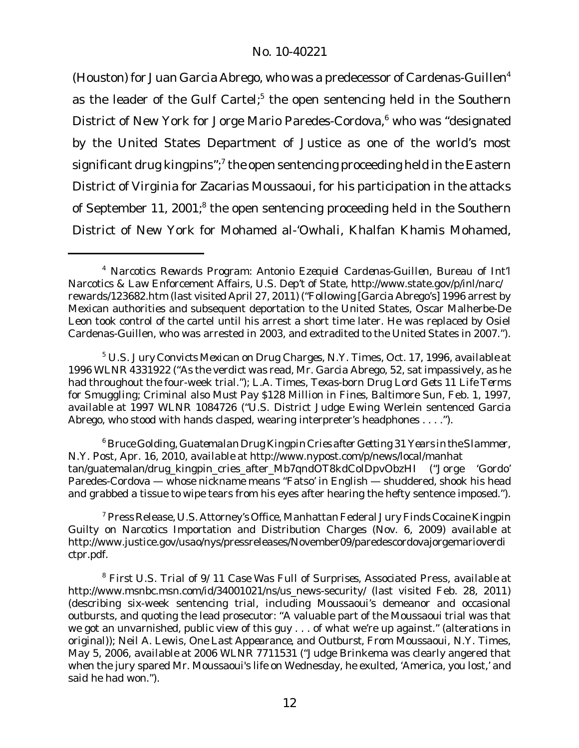(Houston) for Juan Garcia Abrego, who was a predecessor of Cardenas-Guillen[4] as the leader of the Gulf Cartel;[5] the open sentencing held in the Southern District of New York for Jorge Mario Paredes-Cordova,[6] who was "designated by the United States Department of Justice as one of the world's most significant drug kingpins";[7] the open sentencing proceeding held in the Eastern District of Virginia for Zacarias Moussaoui, for his participation in the attacks of September 11, 2001;[8] the open sentencing proceeding held in the Southern District of New York for Mohamed al-'Owhali, Khalfan Khamis Mohamed,

---

[4] *Narcotics Rewards Program: Antonio Ezequiel Cardenas-Guillen*, Bureau of Int'l Narcotics & Law Enforcement Affairs, U.S. Dep't of State, http://www.state.gov/p/inl/narc/rewards/123682.htm (last visited April 27, 2011) ("Following [Garcia Abrego's] 1996 arrest by Mexican authorities and subsequent deportation to the United States, Oscar Malherbe-De Leon took control of the cartel until his arrest a short time later. He was replaced by Osiel Cardenas-Guillen, who was arrested in 2003, and extradited to the United States in 2007.").

[5] *U.S. Jury Convicts Mexican on Drug Charges*, N.Y. Times, Oct. 17, 1996, *available at* 1996 WLNR 4331922 ("As the verdict was read, Mr. Garcia Abrego, 52, sat impassively, as he had throughout the four-week trial."); L.A. Times, *Texas-born Drug Lord Gets 11 Life Terms for Smuggling; Criminal also Must Pay $128 Million in Fines*, Baltimore Sun, Feb. 1, 1997, *available at* 1997 WLNR 1084726 ("U.S. District Judge Ewing Werlein sentenced Garcia Abrego, who stood with hands clasped, wearing interpreter's headphones . . . .").

[6] Bruce Golding, *Guatemalan Drug Kingpin Cries after Getting 31 Years in the Slammer*, N.Y. Post, Apr. 16, 2010, *available at* http://www.nypost.com/p/news/local/manhattan/guatemalan/drug_kingpin_cries_after_Mb7qndOT8kdColDpvObzHI ("Jorge 'Gordo' Paredes-Cordova — whose nickname means "Fatso' in English — shuddered, shook his head and grabbed a tissue to wipe tears from his eyes after hearing the hefty sentence imposed.").

[7] Press Release, U.S. Attorney's Office, Manhattan Federal Jury Finds Cocaine Kingpin Guilty on Narcotics Importation and Distribution Charges (Nov. 6, 2009) available at http://www.justice.gov/usao/nys/pressreleases/November09/paredescordovajorgemarioverdictpr.pdf.

[8] *First U.S. Trial of 9/11 Case Was Full of Surprises*, Associated Press, *available at* http://www.msnbc.msn.com/id/34001021/ns/us_news-security/ (last visited Feb. 28, 2011) (describing six-week sentencing trial, including Moussaoui's demeanor and occasional outbursts, and quoting the lead prosecutor: "A valuable part of the Moussaoui trial was that we got an unvarnished, public view of this guy . . . of what we're up against." (alterations in original)); Neil A. Lewis, One Last Appearance, and Outburst, From Moussaoui, N.Y. Times, May 5, 2006, *available at* 2006 WLNR 7711531 ("Judge Brinkema was clearly angered that when the jury spared Mr. Moussaoui's life on Wednesday, he exulted, 'America, you lost,' and said he had won.").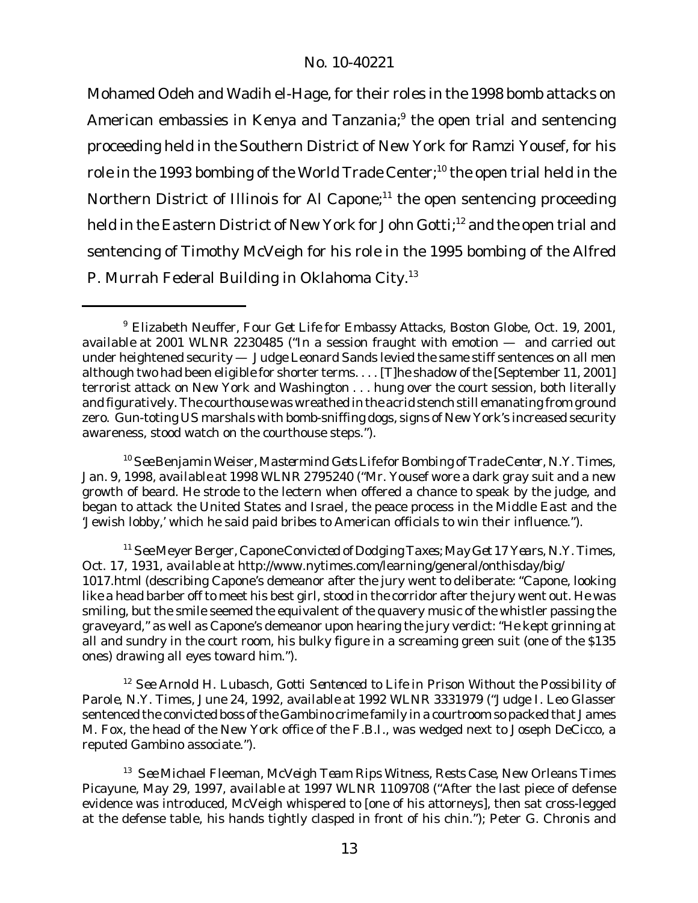Mohamed Odeh and Wadih el-Hage, for their roles in the 1998 bomb attacks on American embassies in Kenya and Tanzania;[9] the open trial and sentencing proceeding held in the Southern District of New York for Ramzi Yousef, for his role in the 1993 bombing of the World Trade Center;[10] the open trial held in the Northern District of Illinois for Al Capone;[11] the open sentencing proceeding held in the Eastern District of New York for John Gotti;[12] and the open trial and sentencing of Timothy McVeigh for his role in the 1995 bombing of the Alfred P. Murrah Federal Building in Oklahoma City.[13]

---

[9] Elizabeth Neuffer, *Four Get Life for Embassy Attacks*, Boston Globe, Oct. 19, 2001, *available at* 2001 WLNR 2230485 ("In a session fraught with emotion — and carried out under heightened security — Judge Leonard Sands levied the same stiff sentences on all men although two had been eligible for shorter terms. . . . [T]he shadow of the [September 11, 2001] terrorist attack on New York and Washington . . . hung over the court session, both literally and figuratively. The courthouse was wreathed in the acrid stench still emanating from ground zero. Gun-toting US marshals with bomb-sniffing dogs, signs of New York's increased security awareness, stood watch on the courthouse steps.").

[10] *See* Benjamin Weiser, *Mastermind Gets Life for Bombing of Trade Center*, N.Y. Times, Jan. 9, 1998, *available at* 1998 WLNR 2795240 ("Mr. Yousef wore a dark gray suit and a new growth of beard. He strode to the lectern when offered a chance to speak by the judge, and began to attack the United States and Israel, the peace process in the Middle East and the 'Jewish lobby,' which he said paid bribes to American officials to win their influence.").

[11] *See* Meyer Berger, *Capone Convicted of Dodging Taxes; May Get 17 Years*, N.Y. Times, Oct. 17, 1931, *available at* http://www.nytimes.com/learning/general/onthisday/big/1017.html (describing Capone's demeanor after the jury went to deliberate: "Capone, looking like a head barber off to meet his best girl, stood in the corridor after the jury went out. He was smiling, but the smile seemed the equivalent of the quavery music of the whistler passing the graveyard," as well as Capone's demeanor upon hearing the jury verdict: "He kept grinning at all and sundry in the court room, his bulky figure in a screaming green suit (one of the $135 ones) drawing all eyes toward him.").

[12] *See* Arnold H. Lubasch, *Gotti Sentenced to Life in Prison Without the Possibility of Parole*, N.Y. Times, June 24, 1992, *available at* 1992 WLNR 3331979 ("Judge I. Leo Glasser sentenced the convicted boss of the Gambino crime family in a courtroom so packed that James M. Fox, the head of the New York office of the F.B.I., was wedged next to Joseph DeCicco, a reputed Gambino associate.").

[13] *See* Michael Fleeman, *McVeigh Team Rips Witness, Rests Case*, New Orleans Times Picayune, May 29, 1997, *available at* 1997 WLNR 1109708 ("After the last piece of defense evidence was introduced, McVeigh whispered to [one of his attorneys], then sat cross-legged at the defense table, his hands tightly clasped in front of his chin."); Peter G. Chronis and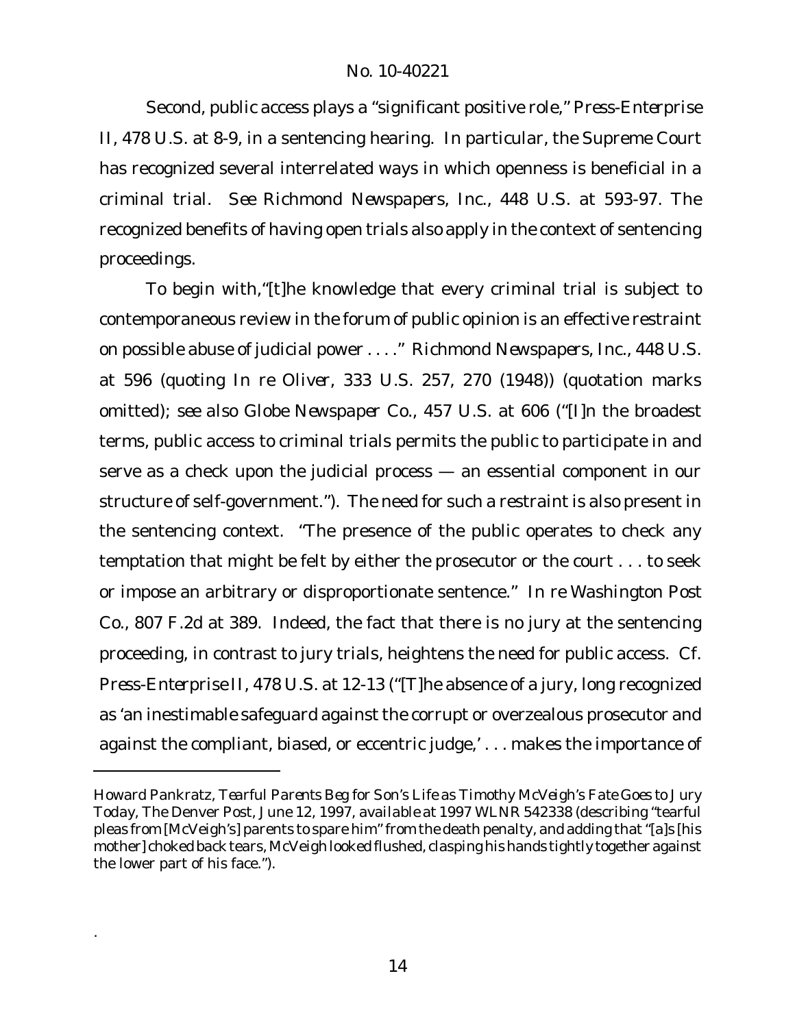Second, public access plays a "significant positive role," *Press-Enterprise II*, 478 U.S. at 8-9, in a sentencing hearing. In particular, the Supreme Court has recognized several interrelated ways in which openness is beneficial in a criminal trial. *See Richmond Newspapers, Inc.*, 448 U.S. at 593-97. The recognized benefits of having open trials also apply in the context of sentencing proceedings.

To begin with,"[t]he knowledge that every criminal trial is subject to contemporaneous review in the forum of public opinion is an effective restraint on possible abuse of judicial power . . . ." *Richmond Newspapers, Inc.*, 448 U.S. at 596 (quoting *In re Oliver*, 333 U.S. 257, 270 (1948)) (quotation marks omitted); *see also Globe Newspaper Co.*, 457 U.S. at 606 ("[I]n the broadest terms, public access to criminal trials permits the public to participate in and serve as a check upon the judicial process — an essential component in our structure of self-government."). The need for such a restraint is also present in the sentencing context. "The presence of the public operates to check any temptation that might be felt by either the prosecutor or the court . . . to seek or impose an arbitrary or disproportionate sentence." *In re Washington Post Co.*, 807 F.2d at 389. Indeed, the fact that there is no jury at the sentencing proceeding, in contrast to jury trials, heightens the need for public access. *Cf. Press-Enterprise II*, 478 U.S. at 12-13 ("[T]he absence of a jury, long recognized as 'an inestimable safeguard against the corrupt or overzealous prosecutor and against the compliant, biased, or eccentric judge,' . . . makes the importance of

---

Howard Pankratz, *Tearful Parents Beg for Son's Life as Timothy McVeigh's Fate Goes to Jury Today*, The Denver Post, June 12, 1997, *available at* 1997 WLNR 542338 (describing "tearful pleas from [McVeigh's] parents to spare him" from the death penalty, and adding that "[a]s [his mother] choked back tears, McVeigh looked flushed, clasping his hands tightly together against the lower part of his face.").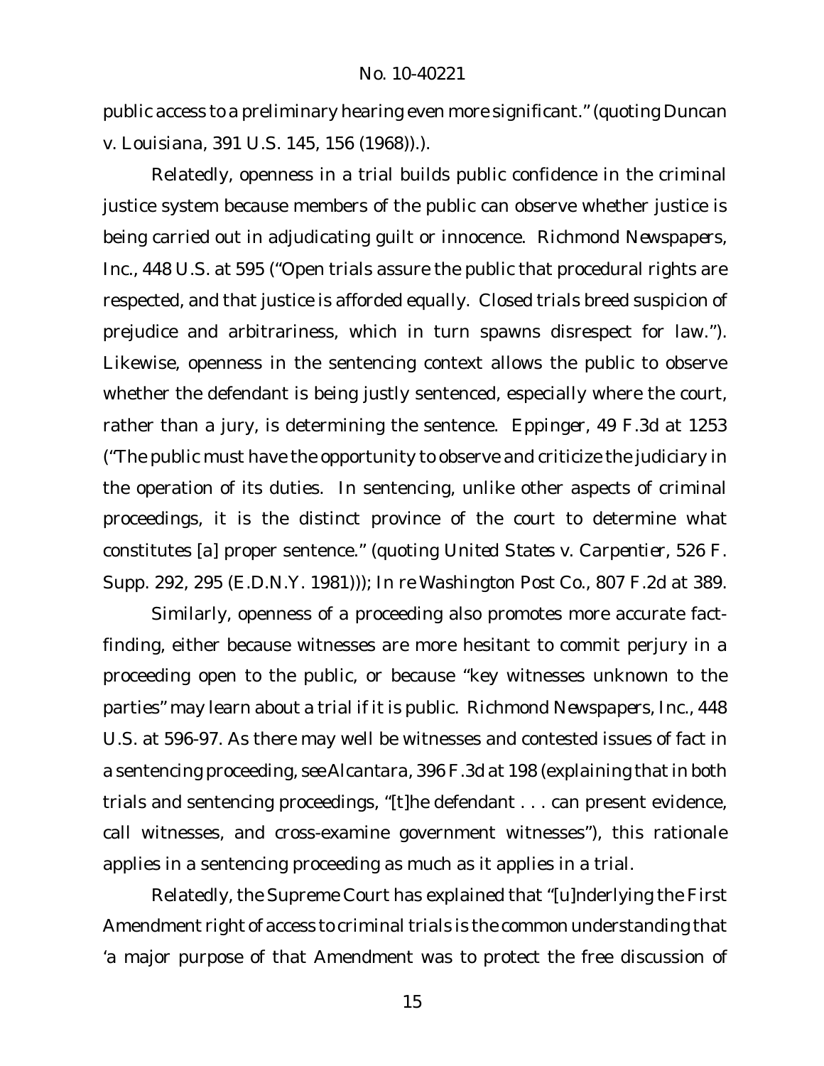public access to a preliminary hearing even more significant." (quoting *Duncan v. Louisiana*, 391 U.S. 145, 156 (1968)).).

Relatedly, openness in a trial builds public confidence in the criminal justice system because members of the public can observe whether justice is being carried out in adjudicating guilt or innocence. *Richmond Newspapers, Inc.*, 448 U.S. at 595 ("Open trials assure the public that procedural rights are respected, and that justice is afforded equally. Closed trials breed suspicion of prejudice and arbitrariness, which in turn spawns disrespect for law."). Likewise, openness in the sentencing context allows the public to observe whether the defendant is being justly sentenced, especially where the court, rather than a jury, is determining the sentence. *Eppinger*, 49 F.3d at 1253 ("The public must have the opportunity to observe and criticize the judiciary in the operation of its duties. In sentencing, unlike other aspects of criminal proceedings, it is the distinct province of the court to determine what constitutes [a] proper sentence." (quoting *United States v. Carpentier*, 526 F. Supp. 292, 295 (E.D.N.Y. 1981))); *In re Washington Post Co.*, 807 F.2d at 389.

Similarly, openness of a proceeding also promotes more accurate fact-finding, either because witnesses are more hesitant to commit perjury in a proceeding open to the public, or because "key witnesses unknown to the parties" may learn about a trial if it is public. *Richmond Newspapers, Inc.*, 448 U.S. at 596-97. As there may well be witnesses and contested issues of fact in a sentencing proceeding, *see Alcantara*, 396 F.3d at 198 (explaining that in both trials and sentencing proceedings, "[t]he defendant . . . can present evidence, call witnesses, and cross-examine government witnesses"), this rationale applies in a sentencing proceeding as much as it applies in a trial.

Relatedly, the Supreme Court has explained that "[u]nderlying the First Amendment right of access to criminal trials is the common understanding that 'a major purpose of that Amendment was to protect the free discussion of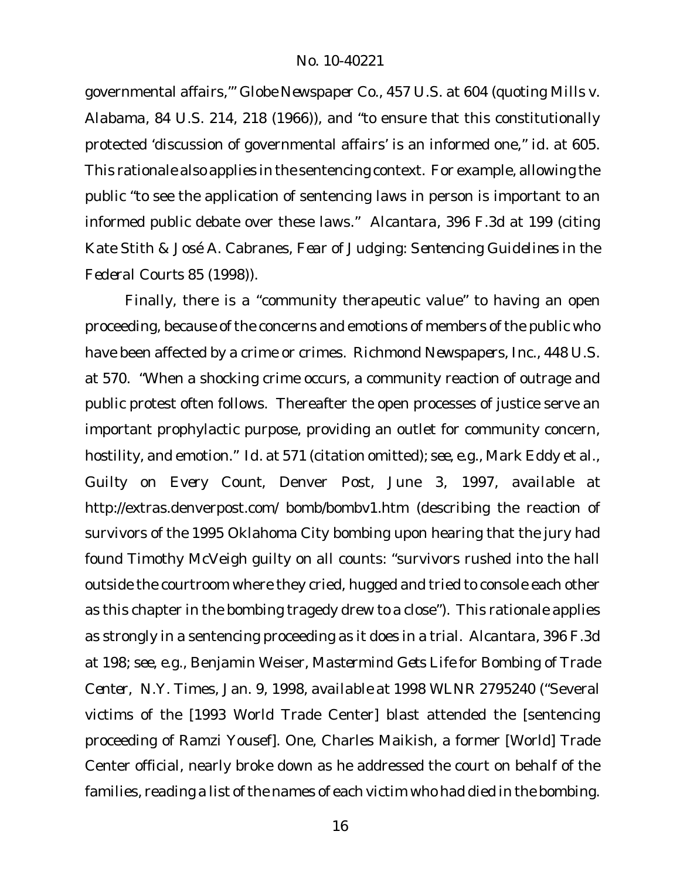governmental affairs,'" *Globe Newspaper Co.*, 457 U.S. at 604 (quoting *Mills v. Alabama*, 84 U.S. 214, 218 (1966)), and "to ensure that this constitutionally protected 'discussion of governmental affairs' is an informed one," *id.* at 605. This rationale also applies in the sentencing context. For example, allowing the public "to see the application of sentencing laws in person is important to an informed public debate over these laws." *Alcantara*, 396 F.3d at 199 (citing Kate Stith & José A. Cabranes, *Fear of Judging: Sentencing Guidelines in the Federal Courts* 85 (1998)).

Finally, there is a "community therapeutic value" to having an open proceeding, because of the concerns and emotions of members of the public who have been affected by a crime or crimes. *Richmond Newspapers, Inc.*, 448 U.S. at 570. "When a shocking crime occurs, a community reaction of outrage and public protest often follows. Thereafter the open processes of justice serve an important prophylactic purpose, providing an outlet for community concern, hostility, and emotion." *Id.* at 571 (citation omitted); *see, e.g.*, Mark Eddy et al., *Guilty on Every Count*, Denver Post, June 3, 1997, *available at* http://extras.denverpost.com/ bomb/bombv1.htm (describing the reaction of survivors of the 1995 Oklahoma City bombing upon hearing that the jury had found Timothy McVeigh guilty on all counts: "survivors rushed into the hall outside the courtroom where they cried, hugged and tried to console each other as this chapter in the bombing tragedy drew to a close"). This rationale applies as strongly in a sentencing proceeding as it does in a trial. *Alcantara*, 396 F.3d at 198; *see, e.g.*, Benjamin Weiser, *Mastermind Gets Life for Bombing of Trade Center*, N.Y. Times, Jan. 9, 1998, *available at* 1998 WLNR 2795240 ("Several victims of the [1993 World Trade Center] blast attended the [sentencing proceeding of Ramzi Yousef]. One, Charles Maikish, a former [World] Trade Center official, nearly broke down as he addressed the court on behalf of the families, reading a list of the names of each victim who had died in the bombing.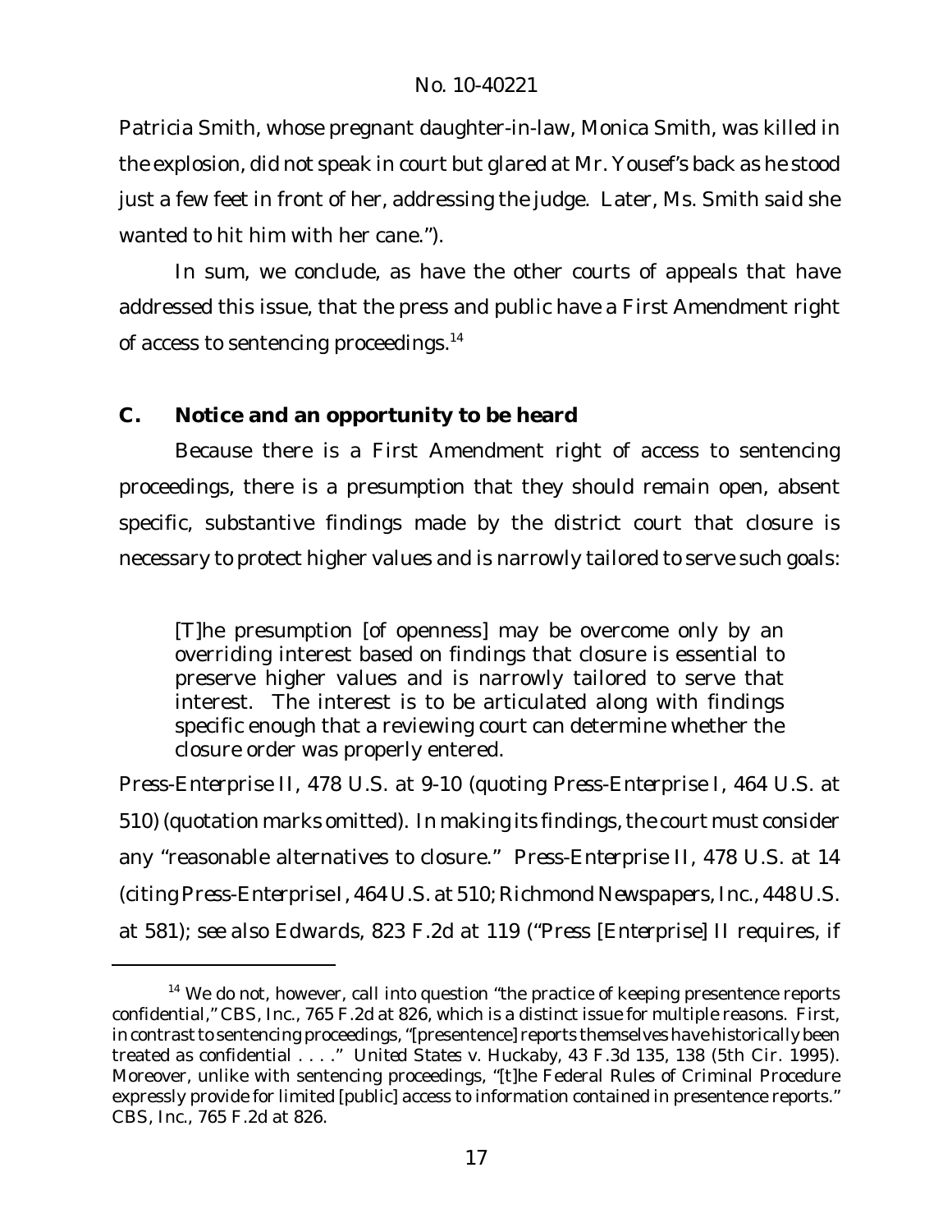Patricia Smith, whose pregnant daughter-in-law, Monica Smith, was killed in the explosion, did not speak in court but glared at Mr. Yousef's back as he stood just a few feet in front of her, addressing the judge. Later, Ms. Smith said she wanted to hit him with her cane.").

In sum, we conclude, as have the other courts of appeals that have addressed this issue, that the press and public have a First Amendment right of access to sentencing proceedings.[14]

### C. Notice and an opportunity to be heard

Because there is a First Amendment right of access to sentencing proceedings, there is a presumption that they should remain open, absent specific, substantive findings made by the district court that closure is necessary to protect higher values and is narrowly tailored to serve such goals:

> [T]he presumption [of openness] may be overcome only by an overriding interest based on findings that closure is essential to preserve higher values and is narrowly tailored to serve that interest. The interest is to be articulated along with findings specific enough that a reviewing court can determine whether the closure order was properly entered.

*Press-Enterprise II*, 478 U.S. at 9-10 (quoting *Press-Enterprise I*, 464 U.S. at 510) (quotation marks omitted). In making its findings, the court must consider any "reasonable alternatives to closure." *Press-Enterprise II*, 478 U.S. at 14 (citing *Press-Enterprise I*, 464 U.S. at 510; *Richmond Newspapers, Inc.*, 448 U.S. at 581); *see also Edwards*, 823 F.2d at 119 ("*Press [Enterprise] II* requires, if

---

[14] We do not, however, call into question "the practice of keeping presentence reports confidential," *CBS, Inc.*, 765 F.2d at 826, which is a distinct issue for multiple reasons. First, in contrast to sentencing proceedings, "[presentence] reports themselves have historically been treated as confidential . . . ." *United States v. Huckaby*, 43 F.3d 135, 138 (5th Cir. 1995). Moreover, unlike with sentencing proceedings, "[t]he Federal Rules of Criminal Procedure expressly provide for limited [public] access to information contained in presentence reports." *CBS, Inc.*, 765 F.2d at 826.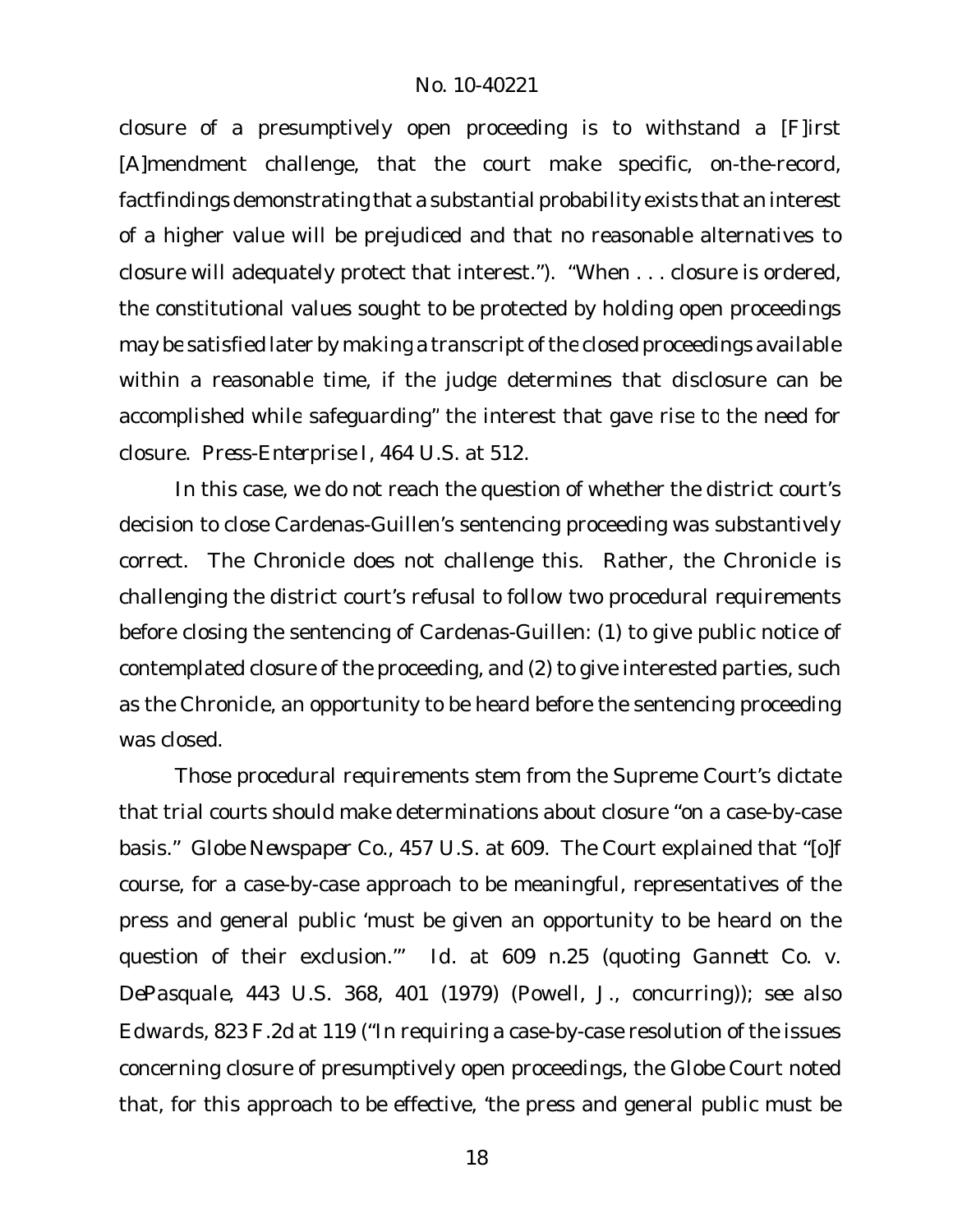closure of a presumptively open proceeding is to withstand a [F]irst [A]mendment challenge, that the court make specific, on-the-record, factfindings demonstrating that a substantial probability exists that an interest of a higher value will be prejudiced and that no reasonable alternatives to closure will adequately protect that interest."). "When . . . closure is ordered, the constitutional values sought to be protected by holding open proceedings may be satisfied later by making a transcript of the closed proceedings available within a reasonable time, if the judge determines that disclosure can be accomplished while safeguarding" the interest that gave rise to the need for closure. *Press-Enterprise I*, 464 U.S. at 512.

In this case, we do not reach the question of whether the district court's decision to close Cardenas-Guillen's sentencing proceeding was substantively correct. The Chronicle does not challenge this. Rather, the Chronicle is challenging the district court's refusal to follow two procedural requirements before closing the sentencing of Cardenas-Guillen: (1) to give public notice of contemplated closure of the proceeding, and (2) to give interested parties, such as the Chronicle, an opportunity to be heard before the sentencing proceeding was closed.

Those procedural requirements stem from the Supreme Court's dictate that trial courts should make determinations about closure "on a case-by-case basis." *Globe Newspaper Co.*, 457 U.S. at 609. The Court explained that "[o]f course, for a case-by-case approach to be meaningful, representatives of the press and general public 'must be given an opportunity to be heard on the question of their exclusion.'" *Id.* at 609 n.25 (quoting *Gannett Co. v. DePasquale*, 443 U.S. 368, 401 (1979) (Powell, J., concurring)); *see also Edwards*, 823 F.2d at 119 ("In requiring a case-by-case resolution of the issues concerning closure of presumptively open proceedings, the *Globe* Court noted that, for this approach to be effective, 'the press and general public must be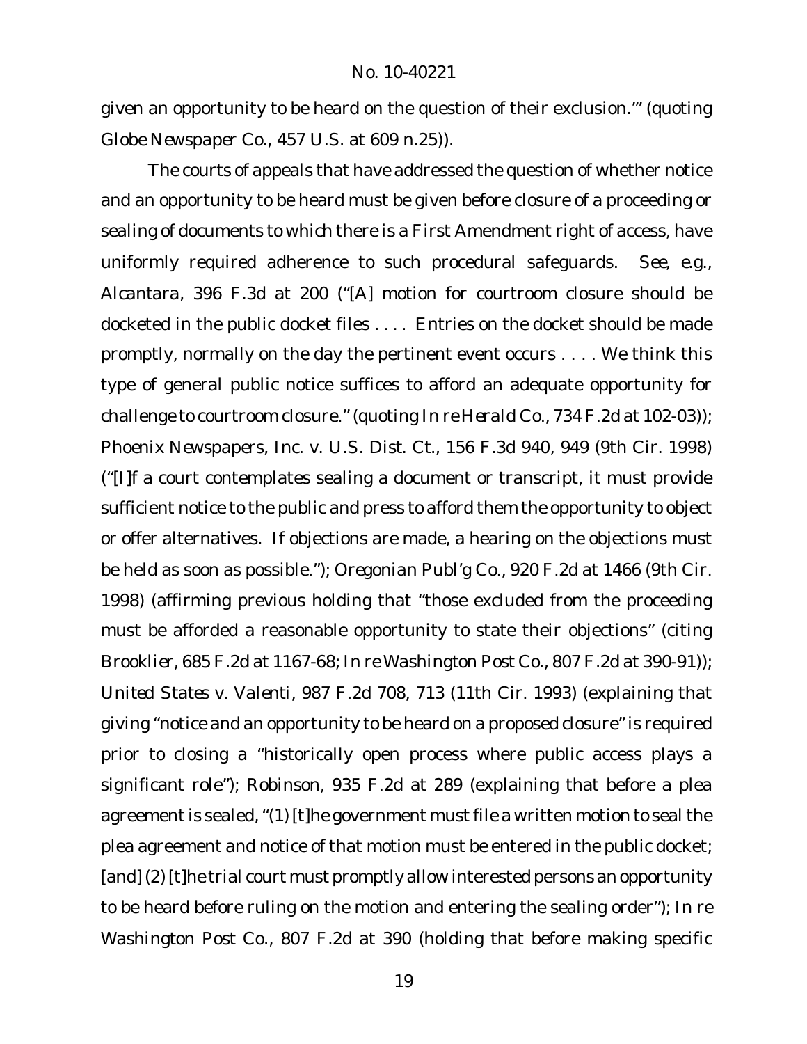given an opportunity to be heard on the question of their exclusion.'" (quoting *Globe Newspaper Co.*, 457 U.S. at 609 n.25)).

The courts of appeals that have addressed the question of whether notice and an opportunity to be heard must be given before closure of a proceeding or sealing of documents to which there is a First Amendment right of access, have uniformly required adherence to such procedural safeguards. *See, e.g.*, *Alcantara*, 396 F.3d at 200 ("[A] motion for courtroom closure should be docketed in the public docket files . . . . Entries on the docket should be made promptly, normally on the day the pertinent event occurs . . . . We think this type of general public notice suffices to afford an adequate opportunity for challenge to courtroom closure." (quoting *In re Herald Co.*, 734 F.2d at 102-03)); *Phoenix Newspapers, Inc. v. U.S. Dist. Ct.*, 156 F.3d 940, 949 (9th Cir. 1998) ("[I]f a court contemplates sealing a document or transcript, it must provide sufficient notice to the public and press to afford them the opportunity to object or offer alternatives. If objections are made, a hearing on the objections must be held as soon as possible."); *Oregonian Publ'g Co.*, 920 F.2d at 1466 (9th Cir. 1998) (affirming previous holding that "those excluded from the proceeding must be afforded a reasonable opportunity to state their objections" (citing *Brooklier*, 685 F.2d at 1167-68; *In re Washington Post Co.*, 807 F.2d at 390-91)); *United States v. Valenti*, 987 F.2d 708, 713 (11th Cir. 1993) (explaining that giving "notice and an opportunity to be heard on a proposed closure" is required prior to closing a "historically open process where public access plays a significant role"); *Robinson*, 935 F.2d at 289 (explaining that before a plea agreement is sealed, "(1) [t]he government must file a written motion to seal the plea agreement and notice of that motion must be entered in the public docket; [and] (2) [t]he trial court must promptly allow interested persons an opportunity to be heard before ruling on the motion and entering the sealing order"); *In re Washington Post Co.*, 807 F.2d at 390 (holding that before making specific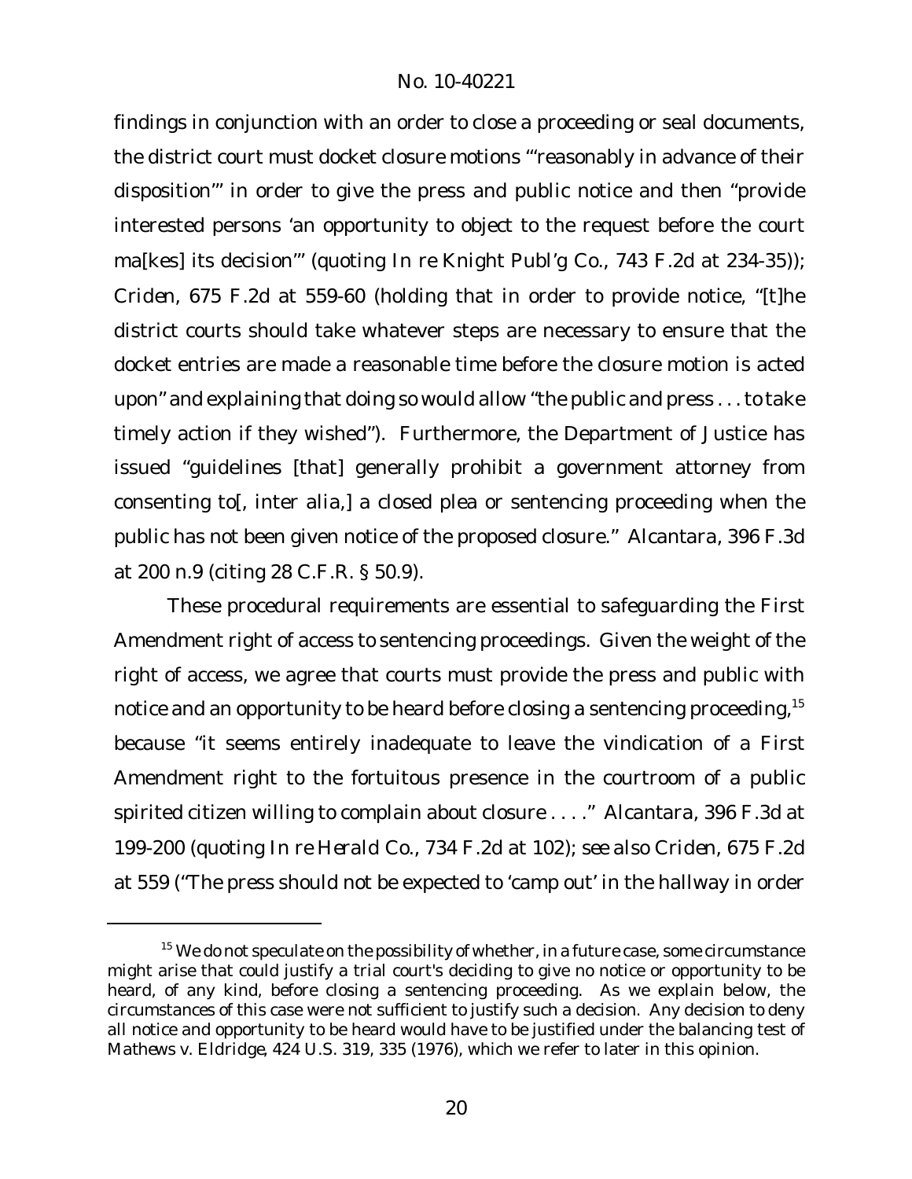findings in conjunction with an order to close a proceeding or seal documents, the district court must docket closure motions "'reasonably in advance of their disposition'" in order to give the press and public notice and then "provide interested persons 'an opportunity to object to the request before the court ma[kes] its decision'" (quoting *In re Knight Publ'g Co.*, 743 F.2d at 234-35)); *Criden*, 675 F.2d at 559-60 (holding that in order to provide notice, "[t]he district courts should take whatever steps are necessary to ensure that the docket entries are made a reasonable time before the closure motion is acted upon" and explaining that doing so would allow "the public and press . . . to take timely action if they wished"). Furthermore, the Department of Justice has issued "guidelines [that] generally prohibit a government attorney from consenting to[, *inter alia*,] a closed plea or sentencing proceeding when the public has not been given notice of the proposed closure." *Alcantara*, 396 F.3d at 200 n.9 (citing 28 C.F.R. § 50.9).

These procedural requirements are essential to safeguarding the First Amendment right of access to sentencing proceedings. Given the weight of the right of access, we agree that courts must provide the press and public with notice and an opportunity to be heard before closing a sentencing proceeding,[15] because "it seems entirely inadequate to leave the vindication of a First Amendment right to the fortuitous presence in the courtroom of a public spirited citizen willing to complain about closure . . . ." *Alcantara*, 396 F.3d at 199-200 (quoting *In re Herald Co.*, 734 F.2d at 102); *see also Criden*, 675 F.2d at 559 ("The press should not be expected to 'camp out' in the hallway in order

[15] We do not speculate on the possibility of whether, in a future case, some circumstance might arise that could justify a trial court's deciding to give no notice or opportunity to be heard, of any kind, before closing a sentencing proceeding. As we explain below, the circumstances of this case were not sufficient to justify such a decision. Any decision to deny all notice and opportunity to be heard would have to be justified under the balancing test of *Mathews v. Eldridge*, 424 U.S. 319, 335 (1976), which we refer to later in this opinion.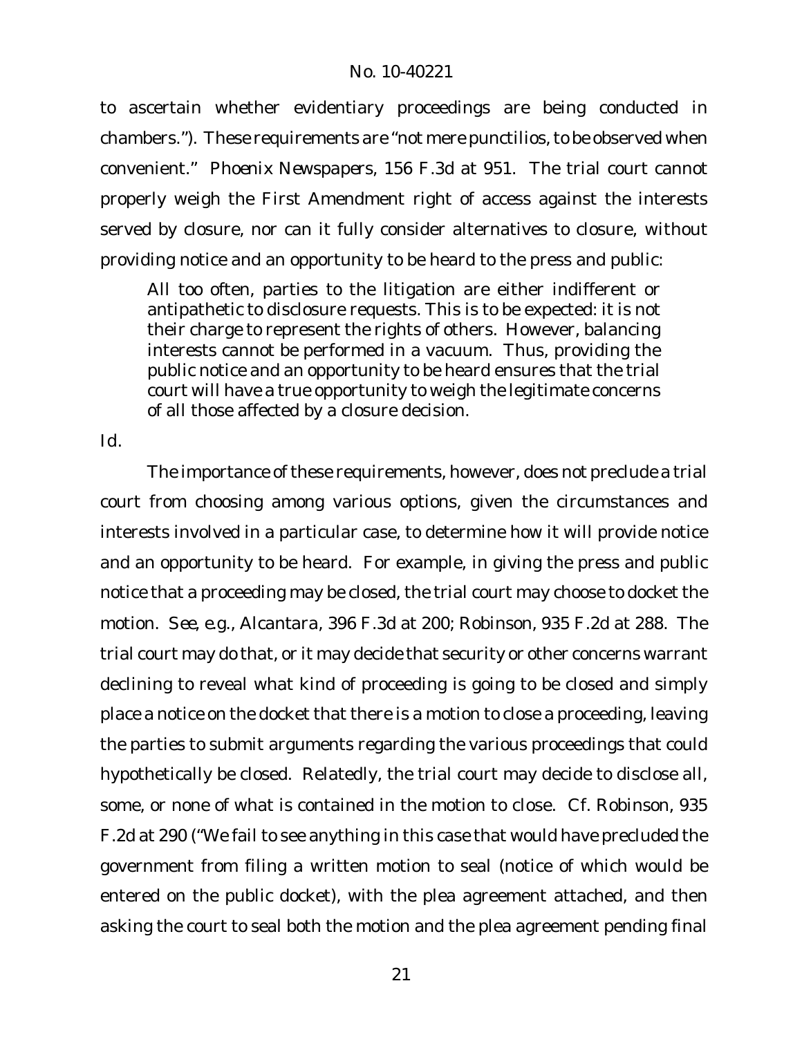to ascertain whether evidentiary proceedings are being conducted in chambers."). These requirements are "not mere punctilios, to be observed when convenient." *Phoenix Newspapers*, 156 F.3d at 951. The trial court cannot properly weigh the First Amendment right of access against the interests served by closure, nor can it fully consider alternatives to closure, without providing notice and an opportunity to be heard to the press and public:

> All too often, parties to the litigation are either indifferent or antipathetic to disclosure requests. This is to be expected: it is not their charge to represent the rights of others. However, balancing interests cannot be performed in a vacuum. Thus, providing the public notice and an opportunity to be heard ensures that the trial court will have a true opportunity to weigh the legitimate concerns of all those affected by a closure decision.

*Id.*

The importance of these requirements, however, does not preclude a trial court from choosing among various options, given the circumstances and interests involved in a particular case, to determine how it will provide notice and an opportunity to be heard. For example, in giving the press and public notice that a proceeding may be closed, the trial court may choose to docket the motion. *See, e.g.*, *Alcantara*, 396 F.3d at 200; *Robinson*, 935 F.2d at 288. The trial court may do that, or it may decide that security or other concerns warrant declining to reveal what kind of proceeding is going to be closed and simply place a notice on the docket that there is a motion to close a proceeding, leaving the parties to submit arguments regarding the various proceedings that could hypothetically be closed. Relatedly, the trial court may decide to disclose all, some, or none of what is contained in the motion to close. *Cf. Robinson*, 935 F.2d at 290 ("We fail to see anything in this case that would have precluded the government from filing a written motion to seal (notice of which would be entered on the public docket), with the plea agreement attached, and then asking the court to seal both the motion and the plea agreement pending final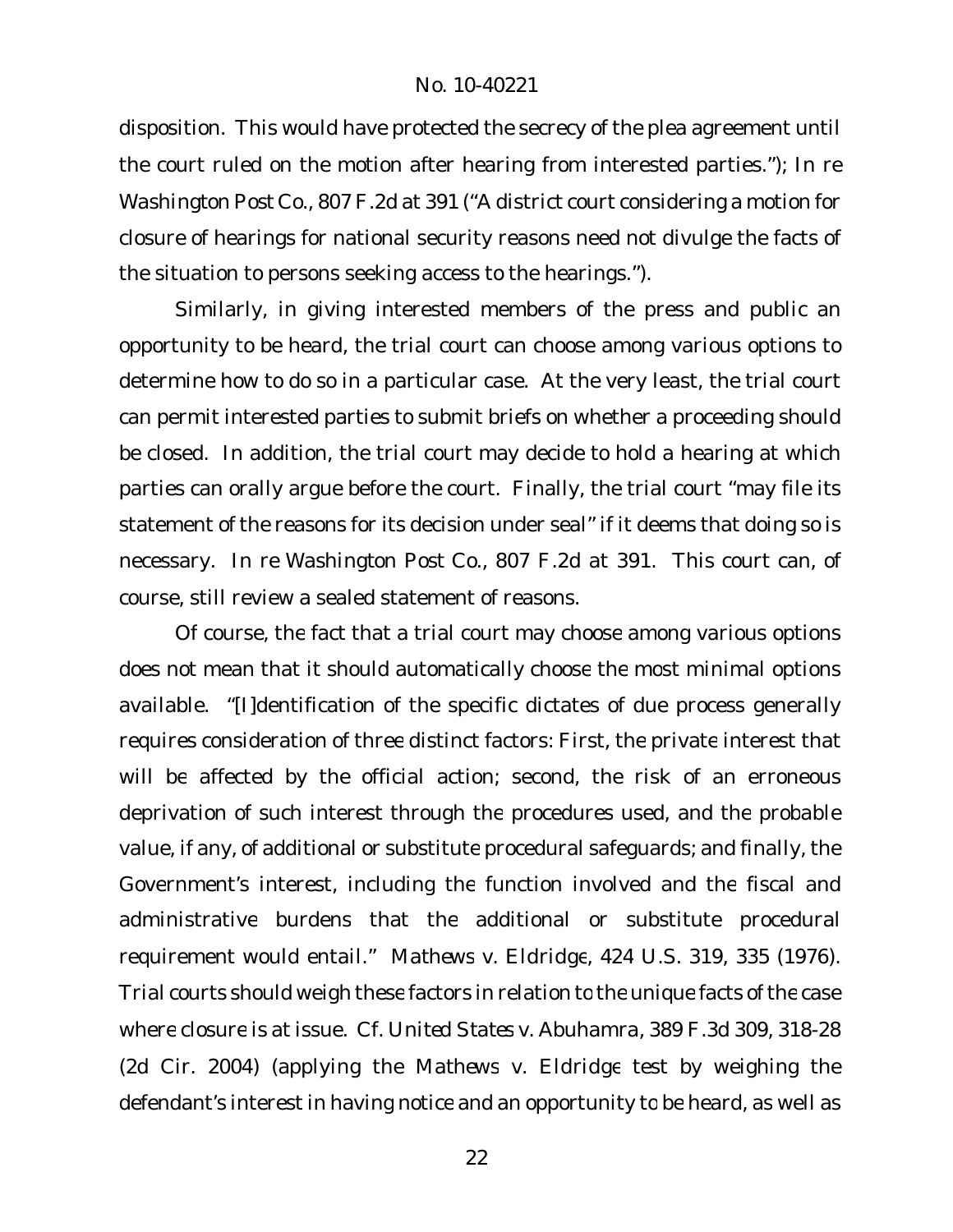disposition. This would have protected the secrecy of the plea agreement until the court ruled on the motion after hearing from interested parties."); *In re Washington Post Co.*, 807 F.2d at 391 ("A district court considering a motion for closure of hearings for national security reasons need not divulge the facts of the situation to persons seeking access to the hearings.").

Similarly, in giving interested members of the press and public an opportunity to be heard, the trial court can choose among various options to determine how to do so in a particular case. At the very least, the trial court can permit interested parties to submit briefs on whether a proceeding should be closed. In addition, the trial court may decide to hold a hearing at which parties can orally argue before the court. Finally, the trial court "may file its statement of the reasons for its decision under seal" if it deems that doing so is necessary. *In re Washington Post Co.*, 807 F.2d at 391. This court can, of course, still review a sealed statement of reasons.

Of course, the fact that a trial court may choose among various options does not mean that it should automatically choose the most minimal options available. "[I]dentification of the specific dictates of due process generally requires consideration of three distinct factors: First, the private interest that will be affected by the official action; second, the risk of an erroneous deprivation of such interest through the procedures used, and the probable value, if any, of additional or substitute procedural safeguards; and finally, the Government's interest, including the function involved and the fiscal and administrative burdens that the additional or substitute procedural requirement would entail." *Mathews v. Eldridge*, 424 U.S. 319, 335 (1976). Trial courts should weigh these factors in relation to the unique facts of the case where closure is at issue. *Cf. United States v. Abuhamra*, 389 F.3d 309, 318-28 (2d Cir. 2004) (applying the *Mathews v. Eldridge* test by weighing the defendant's interest in having notice and an opportunity to be heard, as well as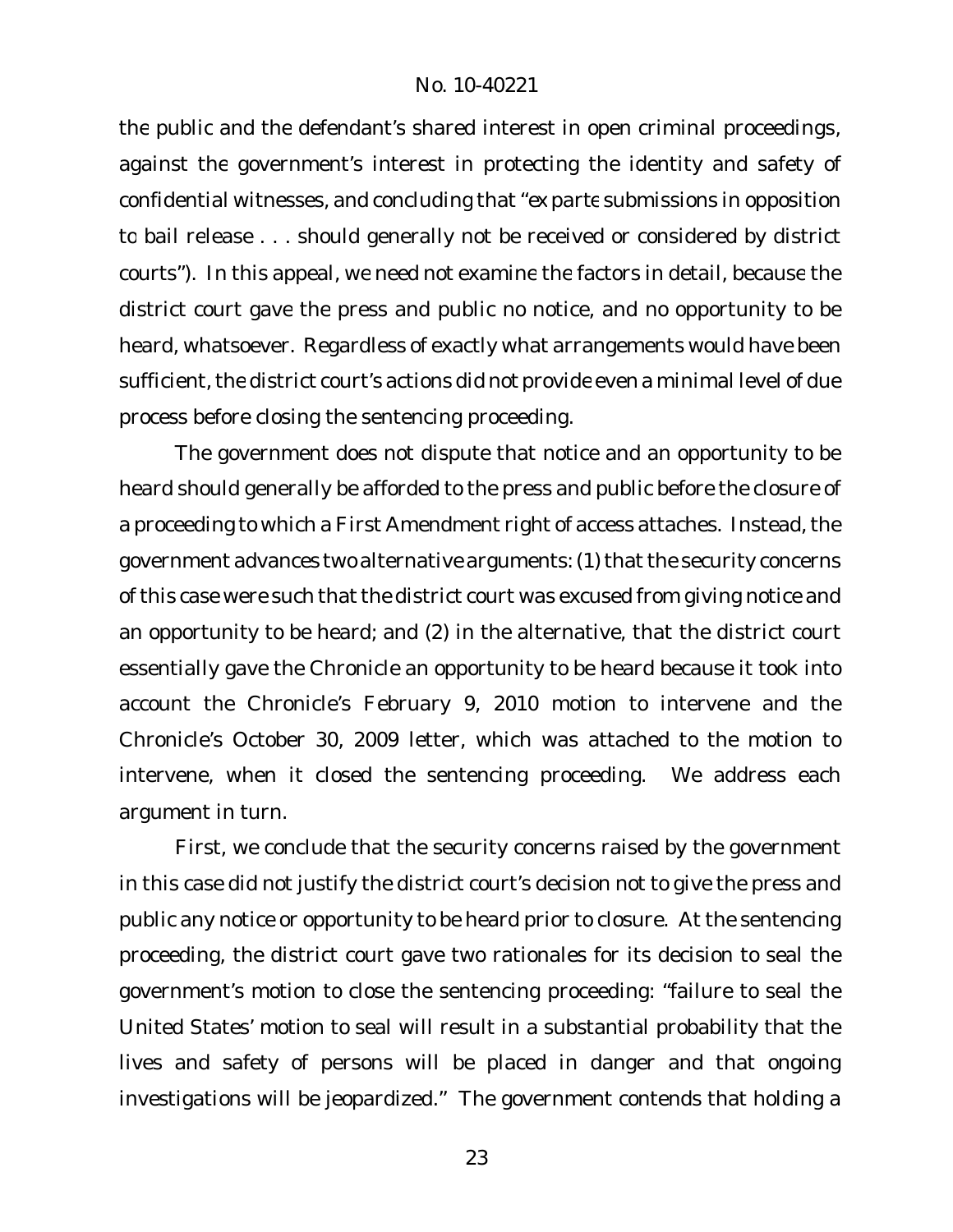the public and the defendant's shared interest in open criminal proceedings, against the government's interest in protecting the identity and safety of confidential witnesses, and concluding that "*ex parte* submissions in opposition to bail release . . . should generally not be received or considered by district courts"). In this appeal, we need not examine the factors in detail, because the district court gave the press and public no notice, and no opportunity to be heard, whatsoever. Regardless of exactly what arrangements would have been sufficient, the district court's actions did not provide even a minimal level of due process before closing the sentencing proceeding.

The government does not dispute that notice and an opportunity to be heard should generally be afforded to the press and public before the closure of a proceeding to which a First Amendment right of access attaches. Instead, the government advances two alternative arguments: (1) that the security concerns of this case were such that the district court was excused from giving notice and an opportunity to be heard; and (2) in the alternative, that the district court essentially gave the Chronicle an opportunity to be heard because it took into account the Chronicle's February 9, 2010 motion to intervene and the Chronicle's October 30, 2009 letter, which was attached to the motion to intervene, when it closed the sentencing proceeding. We address each argument in turn.

First, we conclude that the security concerns raised by the government in this case did not justify the district court's decision not to give the press and public any notice or opportunity to be heard prior to closure. At the sentencing proceeding, the district court gave two rationales for its decision to seal the government's motion to close the sentencing proceeding: "failure to seal the United States' motion to seal will result in a substantial probability that the lives and safety of persons will be placed in danger and that ongoing investigations will be jeopardized." The government contends that holding a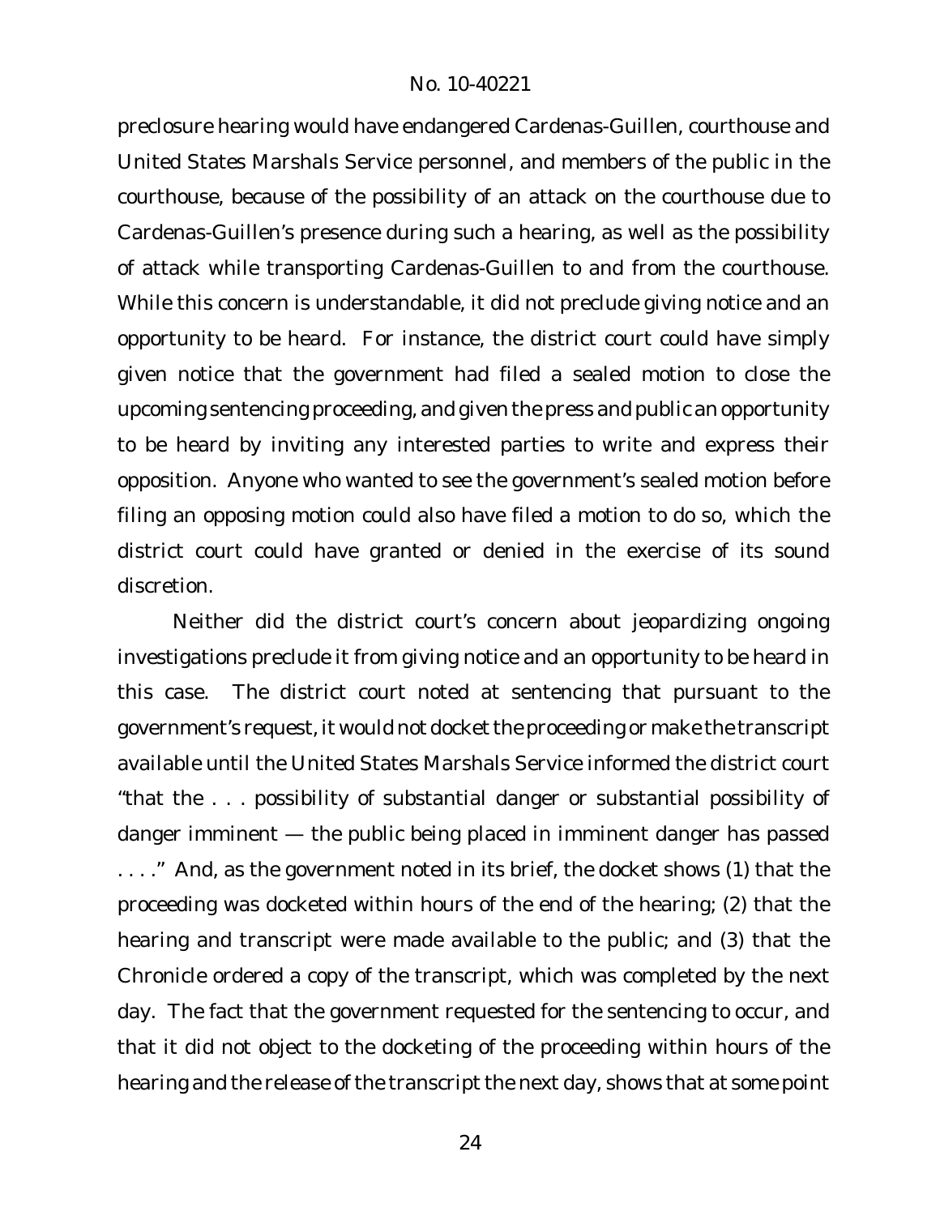preclosure hearing would have endangered Cardenas-Guillen, courthouse and United States Marshals Service personnel, and members of the public in the courthouse, because of the possibility of an attack on the courthouse due to Cardenas-Guillen's presence during such a hearing, as well as the possibility of attack while transporting Cardenas-Guillen to and from the courthouse. While this concern is understandable, it did not preclude giving notice and an opportunity to be heard. For instance, the district court could have simply given notice that the government had filed a sealed motion to close the upcoming sentencing proceeding, and given the press and public an opportunity to be heard by inviting any interested parties to write and express their opposition. Anyone who wanted to see the government's sealed motion before filing an opposing motion could also have filed a motion to do so, which the district court could have granted or denied in the exercise of its sound discretion.

Neither did the district court's concern about jeopardizing ongoing investigations preclude it from giving notice and an opportunity to be heard in this case. The district court noted at sentencing that pursuant to the government's request, it would not docket the proceeding or make the transcript available until the United States Marshals Service informed the district court "that the . . . possibility of substantial danger or substantial possibility of danger imminent — the public being placed in imminent danger has passed . . . ." And, as the government noted in its brief, the docket shows (1) that the proceeding was docketed within hours of the end of the hearing; (2) that the hearing and transcript were made available to the public; and (3) that the Chronicle ordered a copy of the transcript, which was completed by the next day. The fact that the government requested for the sentencing to occur, and that it did not object to the docketing of the proceeding within hours of the hearing and the release of the transcript the next day, shows that at some point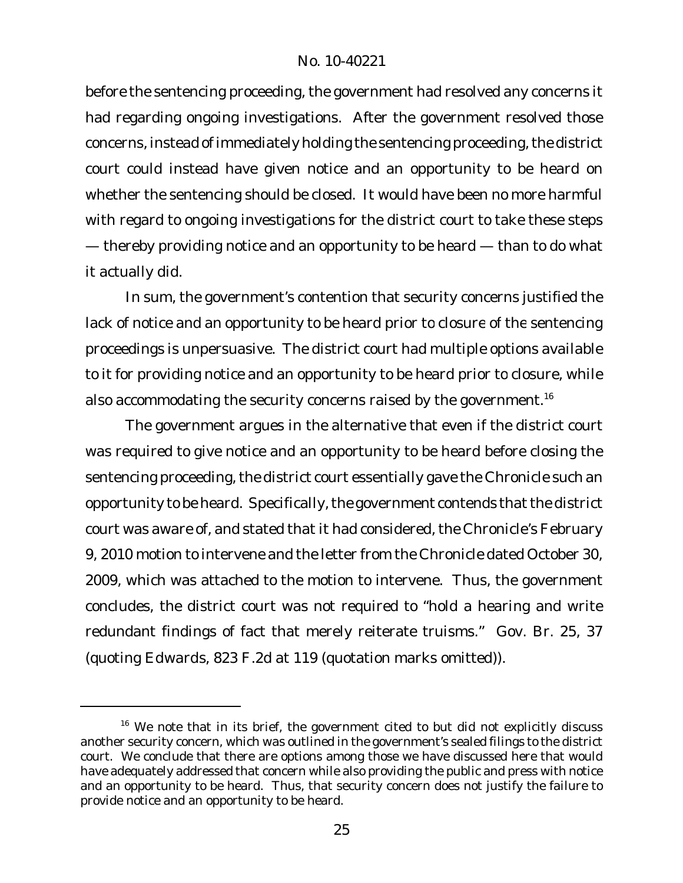before the sentencing proceeding, the government had resolved any concerns it had regarding ongoing investigations. After the government resolved those concerns, instead of immediately holding the sentencing proceeding, the district court could instead have given notice and an opportunity to be heard on whether the sentencing should be closed. It would have been no more harmful with regard to ongoing investigations for the district court to take these steps — thereby providing notice and an opportunity to be heard — than to do what it actually did.

In sum, the government's contention that security concerns justified the lack of notice and an opportunity to be heard prior to closure of the sentencing proceedings is unpersuasive. The district court had multiple options available to it for providing notice and an opportunity to be heard prior to closure, while also accommodating the security concerns raised by the government.[16]

The government argues in the alternative that even if the district court was required to give notice and an opportunity to be heard before closing the sentencing proceeding, the district court essentially gave the Chronicle such an opportunity to be heard. Specifically, the government contends that the district court was aware of, and stated that it had considered, the Chronicle's February 9, 2010 motion to intervene and the letter from the Chronicle dated October 30, 2009, which was attached to the motion to intervene. Thus, the government concludes, the district court was not required to "hold a hearing and write redundant findings of fact that merely reiterate truisms." Gov. Br. 25, 37 (quoting *Edwards*, 823 F.2d at 119 (quotation marks omitted)).

---

[16] We note that in its brief, the government cited to but did not explicitly discuss another security concern, which was outlined in the government's sealed filings to the district court. We conclude that there are options among those we have discussed here that would have adequately addressed that concern while also providing the public and press with notice and an opportunity to be heard. Thus, that security concern does not justify the failure to provide notice and an opportunity to be heard.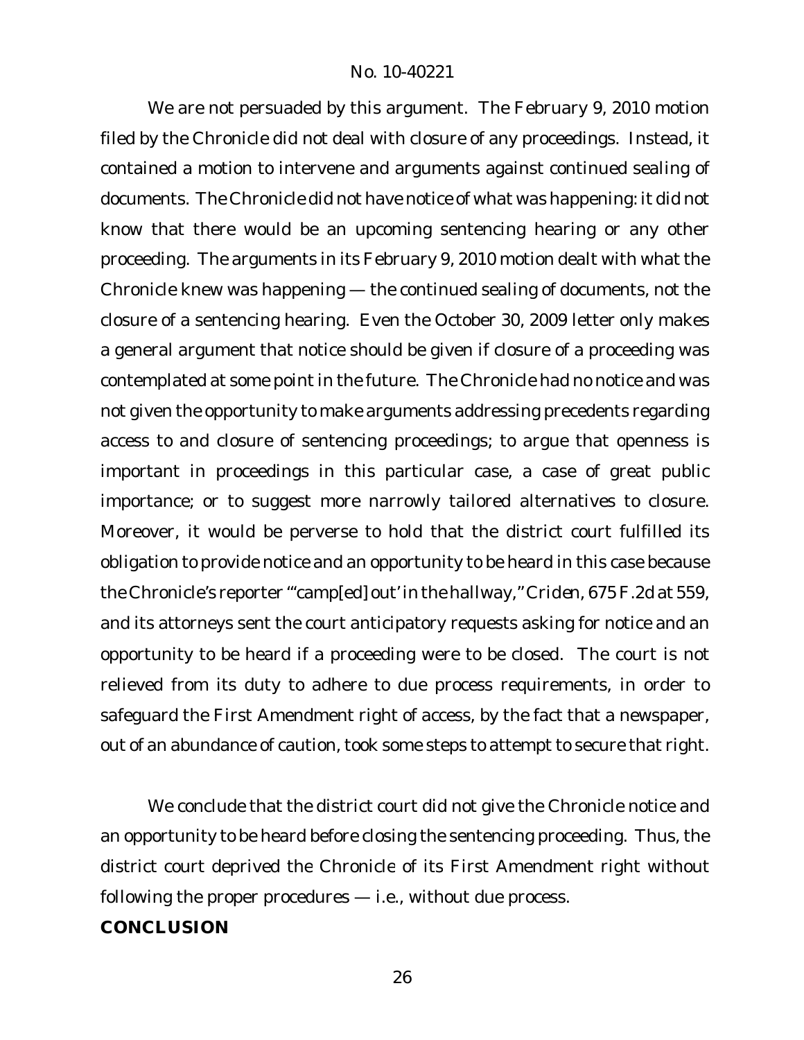We are not persuaded by this argument. The February 9, 2010 motion filed by the Chronicle did not deal with closure of any proceedings. Instead, it contained a motion to intervene and arguments against continued sealing of documents. The Chronicle did not have notice of what was happening: it did not know that there would be an upcoming sentencing hearing or any other proceeding. The arguments in its February 9, 2010 motion dealt with what the Chronicle knew was happening — the continued sealing of documents, not the closure of a sentencing hearing. Even the October 30, 2009 letter only makes a general argument that notice should be given if closure of a proceeding was contemplated at some point in the future. The Chronicle had no notice and was not given the opportunity to make arguments addressing precedents regarding access to and closure of sentencing proceedings; to argue that openness is important in proceedings in this particular case, a case of great public importance; or to suggest more narrowly tailored alternatives to closure. Moreover, it would be perverse to hold that the district court fulfilled its obligation to provide notice and an opportunity to be heard in this case because the Chronicle's reporter "'camp[ed] out' in the hallway," *Criden*, 675 F.2d at 559, and its attorneys sent the court anticipatory requests asking for notice and an opportunity to be heard if a proceeding were to be closed. The court is not relieved from its duty to adhere to due process requirements, in order to safeguard the First Amendment right of access, by the fact that a newspaper, out of an abundance of caution, took some steps to attempt to secure that right.

We conclude that the district court did not give the Chronicle notice and an opportunity to be heard before closing the sentencing proceeding. Thus, the district court deprived the Chronicle of its First Amendment right without following the proper procedures — i.e., without due process.

**CONCLUSION**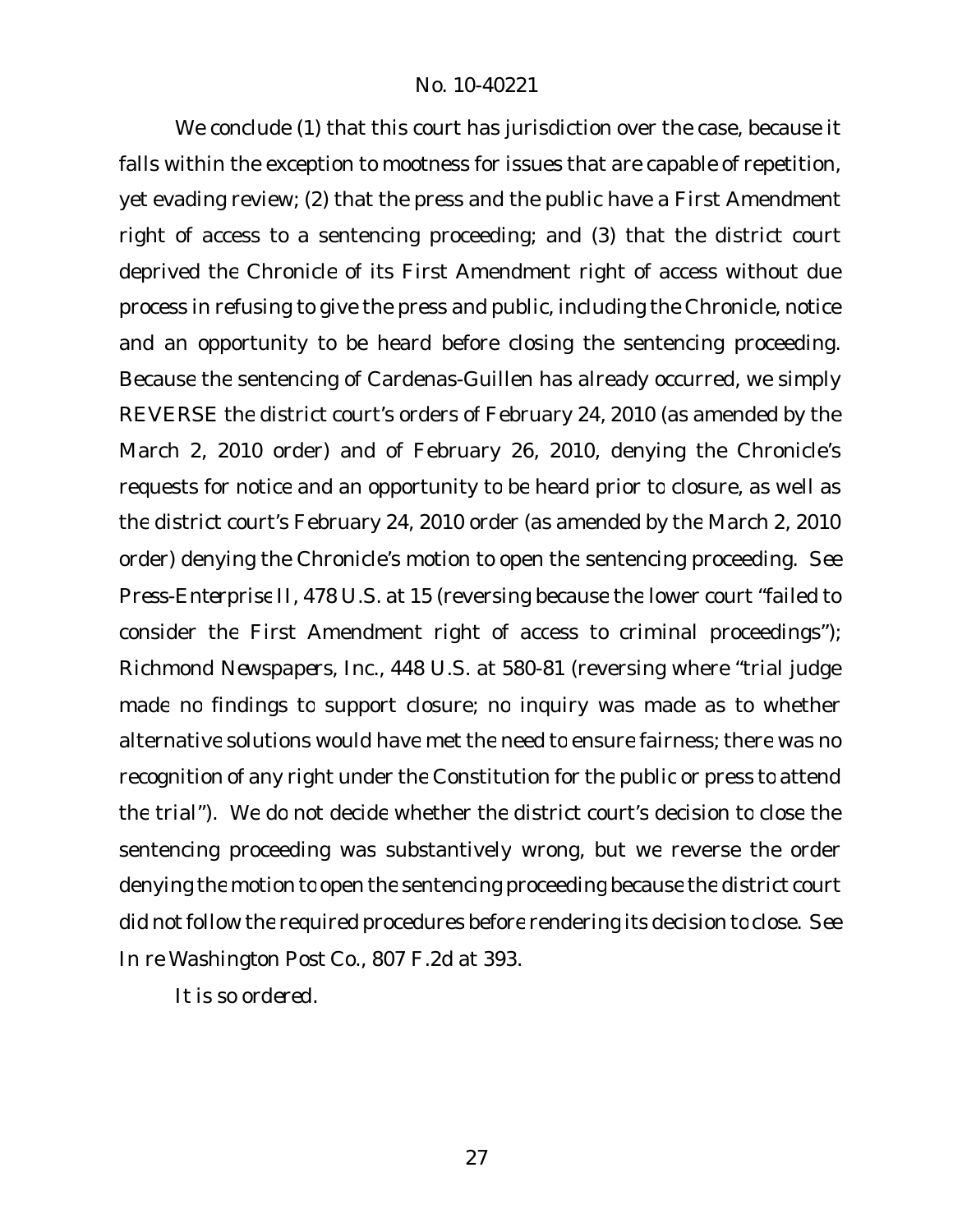We conclude (1) that this court has jurisdiction over the case, because it falls within the exception to mootness for issues that are capable of repetition, yet evading review; (2) that the press and the public have a First Amendment right of access to a sentencing proceeding; and (3) that the district court deprived the Chronicle of its First Amendment right of access without due process in refusing to give the press and public, including the Chronicle, notice and an opportunity to be heard before closing the sentencing proceeding. Because the sentencing of Cardenas-Guillen has already occurred, we simply REVERSE the district court's orders of February 24, 2010 (as amended by the March 2, 2010 order) and of February 26, 2010, denying the Chronicle's requests for notice and an opportunity to be heard prior to closure, as well as the district court's February 24, 2010 order (as amended by the March 2, 2010 order) denying the Chronicle's motion to open the sentencing proceeding. *See Press-Enterprise II*, 478 U.S. at 15 (reversing because the lower court "failed to consider the First Amendment right of access to criminal proceedings"); *Richmond Newspapers, Inc.*, 448 U.S. at 580-81 (reversing where "trial judge made no findings to support closure; no inquiry was made as to whether alternative solutions would have met the need to ensure fairness; there was no recognition of any right under the Constitution for the public or press to attend the trial"). We do not decide whether the district court's decision to close the sentencing proceeding was substantively wrong, but we reverse the order denying the motion to open the sentencing proceeding because the district court did not follow the required procedures before rendering its decision to close. *See In re Washington Post Co.*, 807 F.2d at 393.

*It is so ordered.*